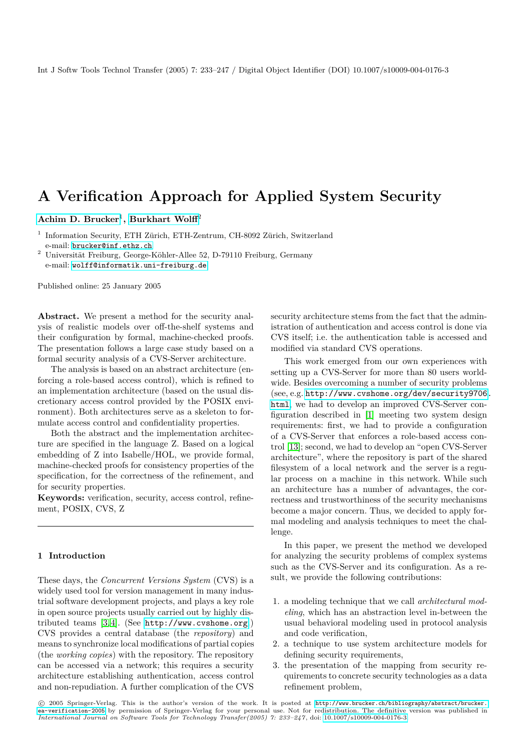# A Verification Approach for Applied System Security

**Achim D. Brucker**[1], **Burkhart Wolff**[2]

[1] Information Security, ETH Zürich, ETH-Zentrum, CH-8092 Zürich, Switzerland
e-mail: brucker@inf.ethz.ch

[2] Universität Freiburg, George-Köhler-Allee 52, D-79110 Freiburg, Germany
e-mail: wolff@informatik.uni-freiburg.de

Published online: 25 January 2005

**Abstract.** We present a method for the security analysis of realistic models over off-the-shelf systems and their configuration by formal, machine-checked proofs. The presentation follows a large case study based on a formal security analysis of a CVS-Server architecture.

The analysis is based on an abstract architecture (enforcing a role-based access control), which is refined to an implementation architecture (based on the usual discretionary access control provided by the POSIX environment). Both architectures serve as a skeleton to formulate access control and confidentiality properties.

Both the abstract and the implementation architecture are specified in the language Z. Based on a logical embedding of Z into Isabelle/HOL, we provide formal, machine-checked proofs for consistency properties of the specification, for the correctness of the refinement, and for security properties.

**Keywords:** verification, security, access control, refinement, POSIX, CVS, Z

## 1 Introduction

These days, the *Concurrent Versions System* (CVS) is a widely used tool for version management in many industrial software development projects, and plays a key role in open source projects usually carried out by highly distributed teams [3,4]. (See http://www.cvshome.org.) CVS provides a central database (the *repository*) and means to synchronize local modifications of partial copies (the *working copies*) with the repository. The repository can be accessed via a network; this requires a security architecture establishing authentication, access control and non-repudiation. A further complication of the CVS security architecture stems from the fact that the administration of authentication and access control is done via CVS itself; i.e. the authentication table is accessed and modified via standard CVS operations.

This work emerged from our own experiences with setting up a CVS-Server for more than 80 users worldwide. Besides overcoming a number of security problems (see, e.g. http://www.cvshome.org/dev/security9706.html), we had to develop an improved CVS-Server configuration described in [1] meeting two system design requirements: first, we had to provide a configuration of a CVS-Server that enforces a role-based access control [13]; second, we had to develop an "open CVS-Server architecture", where the repository is part of the shared filesystem of a local network and the server is a regular process on a machine in this network. While such an architecture has a number of advantages, the correctness and trustworthiness of the security mechanisms become a major concern. Thus, we decided to apply formal modeling and analysis techniques to meet the challenge.

In this paper, we present the method we developed for analyzing the security problems of complex systems such as the CVS-Server and its configuration. As a result, we provide the following contributions:

1. a modeling technique that we call *architectural modeling*, which has an abstraction level in-between the usual behavioral modeling used in protocol analysis and code verification,
2. a technique to use system architecture models for defining security requirements,
3. the presentation of the mapping from security requirements to concrete security technologies as a data refinement problem,

© 2005 Springer-Verlag. This is the author's version of the work. It is posted at http://www.brucker.ch/bibliography/abstract/brucker.ea-verification-2005 by permission of Springer-Verlag for your personal use. Not for redistribution. The definitive version was published in *International Journal on Software Tools for Technology Transfer(2005) 7: 233–247*, doi: 10.1007/s10009-004-0176-3.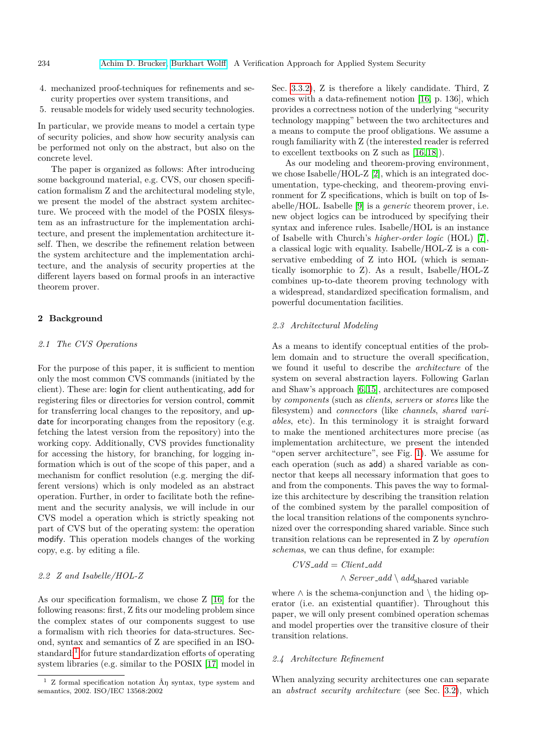4. mechanized proof-techniques for refinements and security properties over system transitions, and
5. reusable models for widely used security technologies.

In particular, we provide means to model a certain type of security policies, and show how security analysis can be performed not only on the abstract, but also on the concrete level.

The paper is organized as follows: After introducing some background material, e.g. CVS, our chosen specification formalism Z and the architectural modeling style, we present the model of the abstract system architecture. We proceed with the model of the POSIX filesystem as an infrastructure for the implementation architecture, and present the implementation architecture itself. Then, we describe the refinement relation between the system architecture and the implementation architecture, and the analysis of security properties at the different layers based on formal proofs in an interactive theorem prover.

## 2 Background

### 2.1 The CVS Operations

For the purpose of this paper, it is sufficient to mention only the most common CVS commands (initiated by the client). These are: login for client authenticating, add for registering files or directories for version control, commit for transferring local changes to the repository, and update for incorporating changes from the repository (e.g. fetching the latest version from the repository) into the working copy. Additionally, CVS provides functionality for accessing the history, for branching, for logging information which is out of the scope of this paper, and a mechanism for conflict resolution (e.g. merging the different versions) which is only modeled as an abstract operation. Further, in order to facilitate both the refinement and the security analysis, we will include in our CVS model a operation which is strictly speaking not part of CVS but of the operating system: the operation modify. This operation models changes of the working copy, e.g. by editing a file.

### 2.2 Z and Isabelle/HOL-Z

As our specification formalism, we chose Z [16] for the following reasons: first, Z fits our modeling problem since the complex states of our components suggest to use a formalism with rich theories for data-structures. Second, syntax and semantics of Z are specified in an ISO-standard [1] for future standardization efforts of operating system libraries (e.g. similar to the POSIX [17] model in Sec. 3.3.2), Z is therefore a likely candidate. Third, Z comes with a data-refinement notion [16, p. 136], which provides a correctness notion of the underlying "security technology mapping" between the two architectures and a means to compute the proof obligations. We assume a rough familiarity with Z (the interested reader is referred to excellent textbooks on Z such as [16,18]).

As our modeling and theorem-proving environment, we chose Isabelle/HOL-Z [2], which is an integrated documentation, type-checking, and theorem-proving environment for Z specifications, which is built on top of Isabelle/HOL. Isabelle [9] is a *generic* theorem prover, i.e. new object logics can be introduced by specifying their syntax and inference rules. Isabelle/HOL is an instance of Isabelle with Church's *higher-order logic* (HOL) [7], a classical logic with equality. Isabelle/HOL-Z is a conservative embedding of Z into HOL (which is semantically isomorphic to Z). As a result, Isabelle/HOL-Z combines up-to-date theorem proving technology with a widespread, standardized specification formalism, and powerful documentation facilities.

### 2.3 Architectural Modeling

As a means to identify conceptual entities of the problem domain and to structure the overall specification, we found it useful to describe the *architecture* of the system on several abstraction layers. Following Garlan and Shaw's approach [6,15], architectures are composed by *components* (such as *clients*, *servers* or *stores* like the filesystem) and *connectors* (like *channels*, *shared variables*, etc). In this terminology it is straight forward to make the mentioned architectures more precise (as implementation architecture, we present the intended "open server architecture", see Fig. 1). We assume for each operation (such as add) a shared variable as connector that keeps all necessary information that goes to and from the components. This paves the way to formalize this architecture by describing the transition relation of the combined system by the parallel composition of the local transition relations of the components synchronized over the corresponding shared variable. Since such transition relations can be represented in Z by *operation schemas*, we can thus define, for example:

$$
\begin{aligned}
CVS\_add = {} & Client\_add \\
& \wedge Server\_add \setminus add_{\text{shared variable}}
\end{aligned}
$$

where $\wedge$ is the schema-conjunction and $\setminus$ the hiding operator (i.e. an existential quantifier). Throughout this paper, we will only present combined operation schemas and model properties over the transitive closure of their transition relations.

### 2.4 Architecture Refinement

When analyzing security architectures one can separate an *abstract security architecture* (see Sec. 3.2), which

[1] Z formal specification notation Âŋ syntax, type system and semantics, 2002. ISO/IEC 13568:2002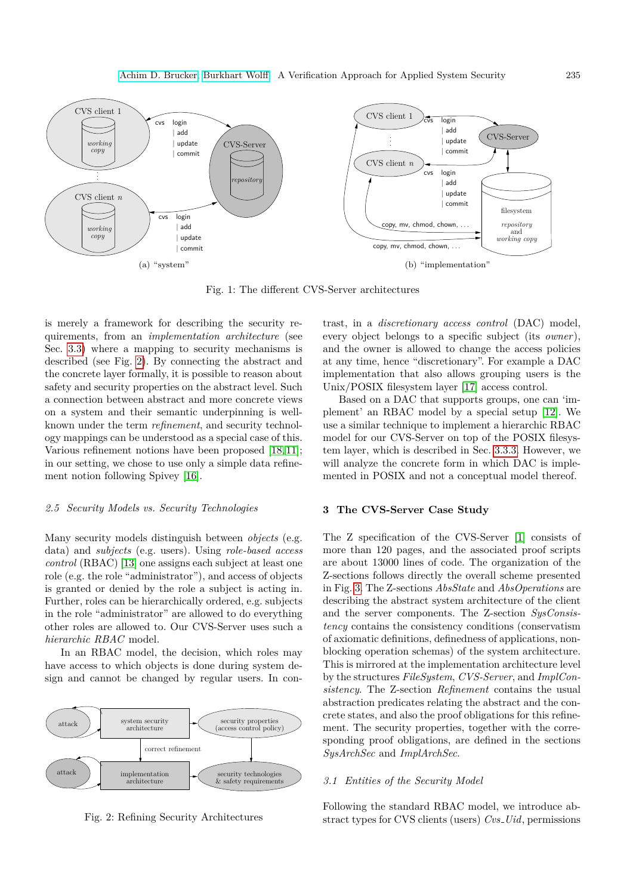Fig. 1: The different CVS-Server architectures

is merely a framework for describing the security requirements, from an *implementation architecture* (see Sec. 3.3) where a mapping to security mechanisms is described (see Fig. 2). By connecting the abstract and the concrete layer formally, it is possible to reason about safety and security properties on the abstract level. Such a connection between abstract and more concrete views on a system and their semantic underpinning is well-known under the term *refinement*, and security technology mappings can be understood as a special case of this. Various refinement notions have been proposed [18,11]; in our setting, we chose to use only a simple data refinement notion following Spivey [16].

### 2.5 Security Models vs. Security Technologies

Many security models distinguish between *objects* (e.g. data) and *subjects* (e.g. users). Using *role-based access control* (RBAC) [13] one assigns each subject at least one role (e.g. the role "administrator"), and access of objects is granted or denied by the role a subject is acting in. Further, roles can be hierarchically ordered, e.g. subjects in the role "administrator" are allowed to do everything other roles are allowed to. Our CVS-Server uses such a *hierarchic RBAC* model.

In an RBAC model, the decision, which roles may have access to which objects is done during system design and cannot be changed by regular users. In contrast, in a *discretionary access control* (DAC) model, every object belongs to a specific subject (its *owner*), and the owner is allowed to change the access policies at any time, hence "discretionary". For example a DAC implementation that also allows grouping users is the Unix/POSIX filesystem layer [17] access control.

Fig. 2: Refining Security Architectures

Based on a DAC that supports groups, one can 'implement' an RBAC model by a special setup [12]. We use a similar technique to implement a hierarchic RBAC model for our CVS-Server on top of the POSIX filesystem layer, which is described in Sec. 3.3.3. However, we will analyze the concrete form in which DAC is implemented in POSIX and not a conceptual model thereof.

## 3 The CVS-Server Case Study

The Z specification of the CVS-Server [1] consists of more than 120 pages, and the associated proof scripts are about 13000 lines of code. The organization of the Z-sections follows directly the overall scheme presented in Fig. 3. The Z-sections *AbsState* and *AbsOperations* are describing the abstract system architecture of the client and the server components. The Z-section *SysConsistency* contains the consistency conditions (conservatism of axiomatic definitions, definedness of applications, non-blocking operation schemas) of the system architecture. This is mirrored at the implementation architecture level by the structures *FileSystem*, *CVS-Server*, and *ImplConsistency*. The Z-section *Refinement* contains the usual abstraction predicates relating the abstract and the concrete states, and also the proof obligations for this refinement. The security properties, together with the corresponding proof obligations, are defined in the sections *SysArchSec* and *ImplArchSec*.

### 3.1 Entities of the Security Model

Following the standard RBAC model, we introduce abstract types for CVS clients (users) *Cvs_Uid*, permissions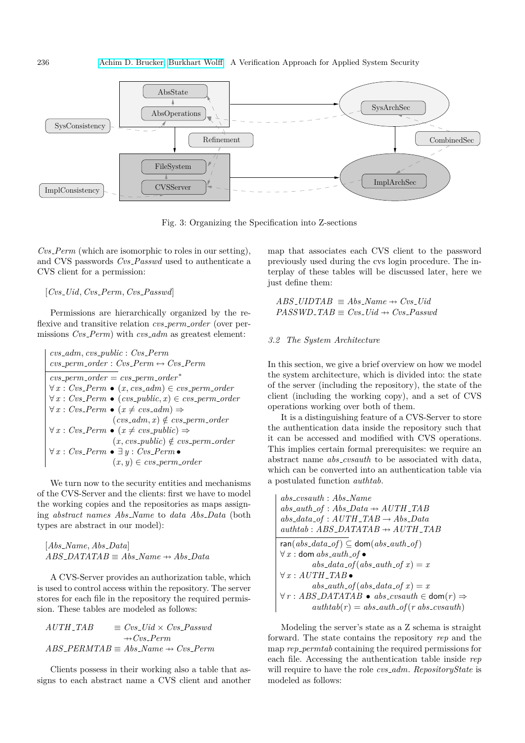Fig. 3: Organizing the Specification into Z-sections

*Cvs_Perm* (which are isomorphic to roles in our setting), and CVS passwords *Cvs_Passwd* used to authenticate a CVS client for a permission:

$$[Cvs\_Uid, Cvs\_Perm, Cvs\_Passwd]$$

Permissions are hierarchically organized by the reflexive and transitive relation *cvs_perm_order* (over permissions *Cvs_Perm*) with *cvs_adm* as greatest element:

$$
\begin{array}{|l}
cvs\_adm, cvs\_public : Cvs\_Perm \\
cvs\_perm\_order : Cvs\_Perm \leftrightarrow Cvs\_Perm \\
\hline
cvs\_perm\_order = cvs\_perm\_order^{*} \\
\forall x : Cvs\_Perm \bullet (x, cvs\_adm) \in cvs\_perm\_order \\
\forall x : Cvs\_Perm \bullet (cvs\_public, x) \in cvs\_perm\_order \\
\forall x : Cvs\_Perm \bullet (x \neq cvs\_adm) \Rightarrow \\
\qquad (cvs\_adm, x) \notin cvs\_perm\_order \\
\forall x : Cvs\_Perm \bullet (x \neq cvs\_public) \Rightarrow \\
\qquad (x, cvs\_public) \notin cvs\_perm\_order \\
\forall x : Cvs\_Perm \bullet \exists y : Cvs\_Perm \bullet \\
\qquad (x, y) \in cvs\_perm\_order
\end{array}
$$

We turn now to the security entities and mechanisms of the CVS-Server and the clients: first we have to model the working copies and the repositories as maps assigning *abstract names Abs_Name* to *data Abs_Data* (both types are abstract in our model):

$$[Abs\_Name, Abs\_Data]$$
$$ABS\_DATATAB \equiv Abs\_Name \rightarrowtail Abs\_Data$$

A CVS-Server provides an authorization table, which is used to control access within the repository. The server stores for each file in the repository the required permission. These tables are modeled as follows:

$$AUTH\_TAB \equiv Cvs\_Uid \times Cvs\_Passwd \rightarrowtail Cvs\_Perm$$
$$ABS\_PERMTAB \equiv Abs\_Name \rightarrowtail Cvs\_Perm$$

Clients possess in their working also a table that assigns to each abstract name a CVS client and another map that associates each CVS client to the password previously used during the cvs login procedure. The interplay of these tables will be discussed later, here we just define them:

$$ABS\_UIDTAB \equiv Abs\_Name \rightarrowtail Cvs\_Uid$$
$$PASSWD\_TAB \equiv Cvs\_Uid \rightarrowtail Cvs\_Passwd$$

### 3.2 The System Architecture

In this section, we give a brief overview on how we model the system architecture, which is divided into: the state of the server (including the repository), the state of the client (including the working copy), and a set of CVS operations working over both of them.

It is a distinguishing feature of a CVS-Server to store the authentication data inside the repository such that it can be accessed and modified with CVS operations. This implies certain formal prerequisites: we require an abstract name *abs_cvsauth* to be associated with data, which can be converted into an authentication table via a postulated function *authtab*.

$$
\begin{array}{|l}
abs\_cvsauth : Abs\_Name \\
abs\_auth\_of : Abs\_Data \rightarrowtail AUTH\_TAB \\
abs\_data\_of : AUTH\_TAB \rightarrow Abs\_Data \\
authtab : ABS\_DATATAB \rightarrowtail AUTH\_TAB \\
\hline
\mathsf{ran}(abs\_data\_of) \subseteq \mathsf{dom}(abs\_auth\_of) \\
\forall x : \mathsf{dom}\ abs\_auth\_of \bullet \\
\qquad abs\_data\_of(abs\_auth\_of\ x) = x \\
\forall x : AUTH\_TAB \bullet \\
\qquad abs\_auth\_of(abs\_data\_of\ x) = x \\
\forall r : ABS\_DATATAB \bullet abs\_cvsauth \in \mathsf{dom}(r) \Rightarrow \\
\qquad authtab(r) = abs\_auth\_of(r\ abs\_cvsauth)
\end{array}
$$

Modeling the server's state as a Z schema is straight forward. The state contains the repository *rep* and the map *rep_permtab* containing the required permissions for each file. Accessing the authentication table inside *rep* will require to have the role *cvs_adm*. *RepositoryState* is modeled as follows: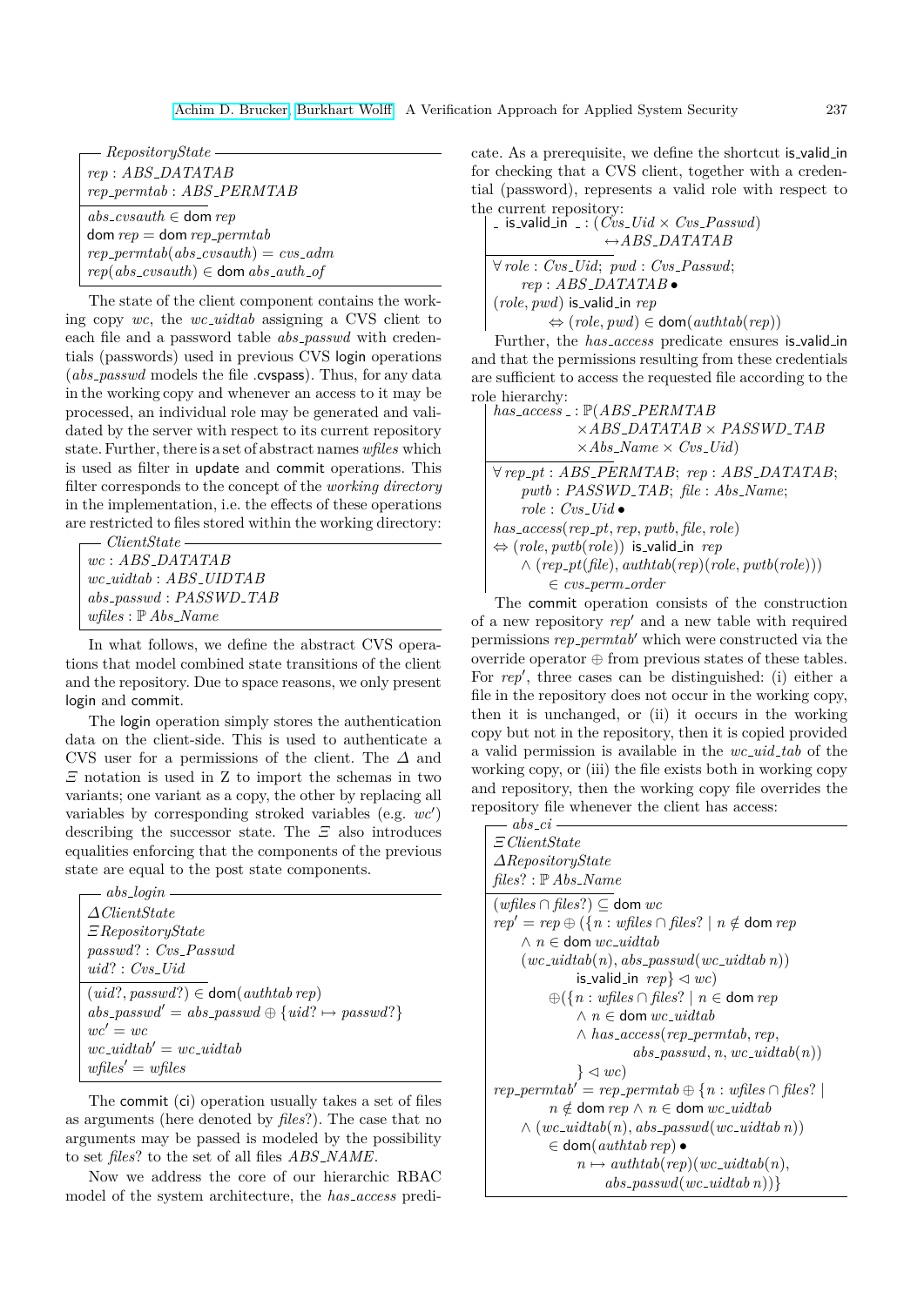$$
\begin{array}{l}
\textit{RepositoryState} \\
\hline
rep : ABS\_DATATAB \\
rep\_permtab : ABS\_PERMTAB \\
\hline
abs\_cvsauth \in \mathsf{dom}\ rep \\
\mathsf{dom}\ rep = \mathsf{dom}\ rep\_permtab \\
rep\_permtab(abs\_cvsauth) = cvs\_adm \\
rep(abs\_cvsauth) \in \mathsf{dom}\ abs\_auth\_of
\end{array}
$$

The state of the client component contains the working copy $wc$, the $wc\_uidtab$ assigning a CVS client to each file and a password table $abs\_passwd$ with credentials (passwords) used in previous CVS login operations ($abs\_passwd$ models the file .cvspass). Thus, for any data in the working copy and whenever an access to it may be processed, an individual role may be generated and validated by the server with respect to its current repository state. Further, there is a set of abstract names $wfiles$ which is used as filter in update and commit operations. This filter corresponds to the concept of the *working directory* in the implementation, i.e. the effects of these operations are restricted to files stored within the working directory:

$$
\begin{array}{l}
\textit{ClientState} \\
\hline
wc : ABS\_DATATAB \\
wc\_uidtab : ABS\_UIDTAB \\
abs\_passwd : PASSWD\_TAB \\
wfiles : \mathbb{P}\ Abs\_Name
\end{array}
$$

In what follows, we define the abstract CVS operations that model combined state transitions of the client and the repository. Due to space reasons, we only present login and commit.

The login operation simply stores the authentication data on the client-side. This is used to authenticate a CVS user for a permissions of the client. The $\Delta$ and $\Xi$ notation is used in Z to import the schemas in two variants; one variant as a copy, the other by replacing all variables by corresponding stroked variables (e.g. $wc'$) describing the successor state. The $\Xi$ also introduces equalities enforcing that the components of the previous state are equal to the post state components.

$$
\begin{array}{l}
\textit{abs\_login} \\
\hline
\Delta ClientState \\
\Xi RepositoryState \\
passwd? : Cvs\_Passwd \\
uid? : Cvs\_Uid \\
\hline
(uid?, passwd?) \in \mathsf{dom}(authtab\ rep) \\
abs\_passwd' = abs\_passwd \oplus \{uid? \mapsto passwd?\} \\
wc' = wc \\
wc\_uidtab' = wc\_uidtab \\
wfiles' = wfiles
\end{array}
$$

The commit (ci) operation usually takes a set of files as arguments (here denoted by $files?$). The case that no arguments may be passed is modeled by the possibility to set $files?$ to the set of all files $ABS\_NAME$.

Now we address the core of our hierarchic RBAC model of the system architecture, the $has\_access$ predicate. As a prerequisite, we define the shortcut is_valid_in for checking that a CVS client, together with a credential (password), represents a valid role with respect to the current repository:

$$
\begin{array}{l}
\_\ \mathsf{is\_valid\_in}\ \_ : (Cvs\_Uid \times Cvs\_Passwd) \\
\qquad\qquad \leftrightarrow ABS\_DATATAB \\
\hline
\forall\ role : Cvs\_Uid;\ pwd : Cvs\_Passwd; \\
\quad rep : ABS\_DATATAB \bullet \\
(role, pwd)\ \mathsf{is\_valid\_in}\ rep \\
\quad \Leftrightarrow (role, pwd) \in \mathsf{dom}(authtab(rep))
\end{array}
$$

Further, the $has\_access$ predicate ensures is_valid_in and that the permissions resulting from these credentials are sufficient to access the requested file according to the role hierarchy:

$$
\begin{array}{l}
has\_access\ \_ : \mathbb{P}(ABS\_PERMTAB \\
\qquad \times ABS\_DATATAB \times PASSWD\_TAB \\
\qquad \times Abs\_Name \times Cvs\_Uid) \\
\hline
\forall\ rep\_pt : ABS\_PERMTAB;\ rep : ABS\_DATATAB; \\
\quad pwtb : PASSWD\_TAB;\ file : Abs\_Name; \\
\quad role : Cvs\_Uid \bullet \\
has\_access(rep\_pt, rep, pwtb, file, role) \\
\Leftrightarrow (role, pwtb(role))\ \mathsf{is\_valid\_in}\ rep \\
\quad \wedge (rep\_pt(file), authtab(rep)(role, pwtb(role))) \\
\qquad \in cvs\_perm\_order
\end{array}
$$

The commit operation consists of the construction of a new repository $rep'$ and a new table with required permissions $rep\_permtab'$ which were constructed via the override operator $\oplus$ from previous states of these tables. For $rep'$, three cases can be distinguished: (i) either a file in the repository does not occur in the working copy, then it is unchanged, or (ii) it occurs in the working copy but not in the repository, then it is copied provided a valid permission is available in the $wc\_uid\_tab$ of the working copy, or (iii) the file exists both in working copy and repository, then the working copy file overrides the repository file whenever the client has access:

$$
\begin{array}{l}
\textit{abs\_ci} \\
\hline
\Xi ClientState \\
\Delta RepositoryState \\
files? : \mathbb{P}\ Abs\_Name \\
\hline
(wfiles \cap files?) \subseteq \mathsf{dom}\ wc \\
rep' = rep \oplus (\{n : wfiles \cap files? \mid n \notin \mathsf{dom}\ rep \\
\quad \wedge\ n \in \mathsf{dom}\ wc\_uidtab \\
\quad (wc\_uidtab(n), abs\_passwd(wc\_uidtab\ n)) \\
\qquad\qquad \mathsf{is\_valid\_in}\ \ rep\} \lhd wc) \\
\qquad \oplus (\{n : wfiles \cap files? \mid n \in \mathsf{dom}\ rep \\
\qquad\quad \wedge\ n \in \mathsf{dom}\ wc\_uidtab \\
\qquad\quad \wedge\ has\_access(rep\_permtab, rep, \\
\qquad\qquad\qquad abs\_passwd, n, wc\_uidtab(n)) \\
\qquad\quad \} \lhd wc) \\
rep\_permtab' = rep\_permtab \oplus \{n : wfiles \cap files? \mid \\
\qquad n \notin \mathsf{dom}\ rep \wedge n \in \mathsf{dom}\ wc\_uidtab \\
\quad \wedge\ (wc\_uidtab(n), abs\_passwd(wc\_uidtab\ n)) \\
\qquad\quad \in \mathsf{dom}(authtab\ rep) \bullet \\
\qquad\qquad n \mapsto authtab(rep)(wc\_uidtab(n), \\
\qquad\qquad\qquad abs\_passwd(wc\_uidtab\ n))\}
\end{array}
$$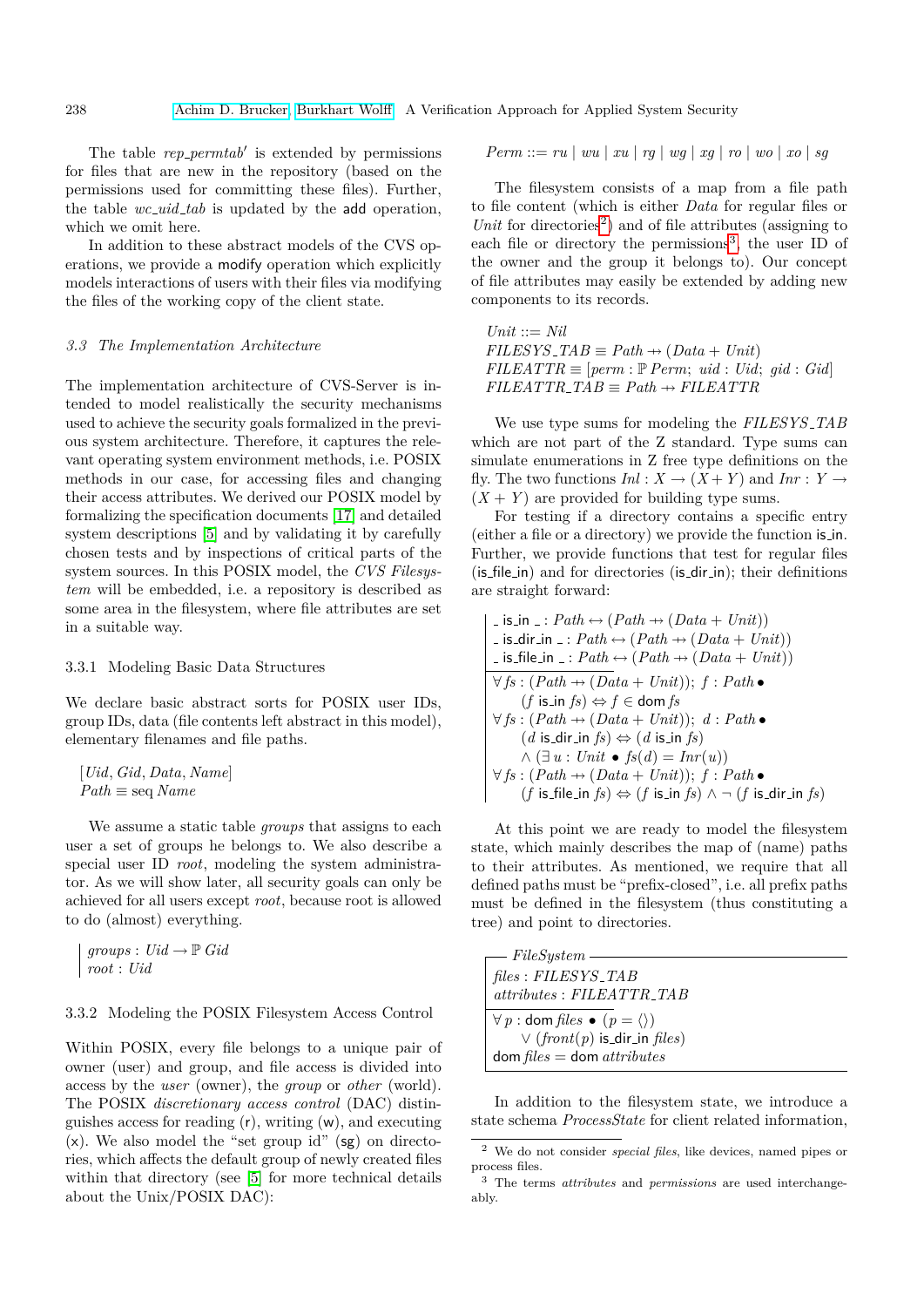The table $rep\_permtab'$ is extended by permissions for files that are new in the repository (based on the permissions used for committing these files). Further, the table $wc\_uid\_tab$ is updated by the add operation, which we omit here.

In addition to these abstract models of the CVS operations, we provide a modify operation which explicitly models interactions of users with their files via modifying the files of the working copy of the client state.

### *3.3 The Implementation Architecture*

The implementation architecture of CVS-Server is intended to model realistically the security mechanisms used to achieve the security goals formalized in the previous system architecture. Therefore, it captures the relevant operating system environment methods, i.e. POSIX methods in our case, for accessing files and changing their access attributes. We derived our POSIX model by formalizing the specification documents [17] and detailed system descriptions [5] and by validating it by carefully chosen tests and by inspections of critical parts of the system sources. In this POSIX model, the *CVS Filesystem* will be embedded, i.e. a repository is described as some area in the filesystem, where file attributes are set in a suitable way.

#### 3.3.1 Modeling Basic Data Structures

We declare basic abstract sorts for POSIX user IDs, group IDs, data (file contents left abstract in this model), elementary filenames and file paths.

$$[Uid, Gid, Data, Name]$$
$$Path \equiv \mathrm{seq}\ Name$$

We assume a static table *groups* that assigns to each user a set of groups he belongs to. We also describe a special user ID *root*, modeling the system administrator. As we will show later, all security goals can only be achieved for all users except *root*, because root is allowed to do (almost) everything.

$$groups : Uid \rightarrow \mathbb{P}\ Gid$$
$$root : Uid$$

#### 3.3.2 Modeling the POSIX Filesystem Access Control

Within POSIX, every file belongs to a unique pair of owner (user) and group, and file access is divided into access by the *user* (owner), the *group* or *other* (world). The POSIX *discretionary access control* (DAC) distinguishes access for reading (r), writing (w), and executing (x). We also model the "set group id" (sg) on directories, which affects the default group of newly created files within that directory (see [5] for more technical details about the Unix/POSIX DAC):

$$Perm ::= ru \mid wu \mid xu \mid rg \mid wg \mid xg \mid ro \mid wo \mid xo \mid sg$$

The filesystem consists of a map from a file path to file content (which is either *Data* for regular files or *Unit* for directories[2]) and of file attributes (assigning to each file or directory the permissions[3], the user ID of the owner and the group it belongs to). Our concept of file attributes may easily be extended by adding new components to its records.

$$Unit ::= Nil$$
$$FILESYS\_TAB \equiv Path \nrightarrow (Data + Unit)$$
$$FILEATTR \equiv [perm : \mathbb{P}\ Perm;\ uid : Uid;\ gid : Gid]$$
$$FILEATTR\_TAB \equiv Path \nrightarrow FILEATTR$$

We use type sums for modeling the $FILESYS\_TAB$ which are not part of the Z standard. Type sums can simulate enumerations in Z free type definitions on the fly. The two functions $Inl : X \rightarrow (X + Y)$ and $Inr : Y \rightarrow (X + Y)$ are provided for building type sums.

For testing if a directory contains a specific entry (either a file or a directory) we provide the function is_in. Further, we provide functions that test for regular files (is_file_in) and for directories (is_dir_in); their definitions are straight forward:

$$
\begin{array}{|l}
\_\ \mathsf{is\_in}\ \_ : Path \leftrightarrow (Path \nrightarrow (Data + Unit)) \\
\_\ \mathsf{is\_dir\_in}\ \_ : Path \leftrightarrow (Path \nrightarrow (Data + Unit)) \\
\_\ \mathsf{is\_file\_in}\ \_ : Path \leftrightarrow (Path \nrightarrow (Data + Unit)) \\
\hline
\forall fs : (Path \nrightarrow (Data + Unit));\ f : Path \bullet \\
\quad (f\ \mathsf{is\_in}\ fs) \Leftrightarrow f \in \mathrm{dom}\, fs \\
\forall fs : (Path \nrightarrow (Data + Unit));\ d : Path \bullet \\
\quad (d\ \mathsf{is\_dir\_in}\ fs) \Leftrightarrow (d\ \mathsf{is\_in}\ fs) \\
\quad \wedge (\exists\, u : Unit \bullet fs(d) = Inr(u)) \\
\forall fs : (Path \nrightarrow (Data + Unit));\ f : Path \bullet \\
\quad (f\ \mathsf{is\_file\_in}\ fs) \Leftrightarrow (f\ \mathsf{is\_in}\ fs) \wedge \neg\,(f\ \mathsf{is\_dir\_in}\ fs)
\end{array}
$$

At this point we are ready to model the filesystem state, which mainly describes the map of (name) paths to their attributes. As mentioned, we require that all defined paths must be "prefix-closed", i.e. all prefix paths must be defined in the filesystem (thus constituting a tree) and point to directories.

$$
\begin{array}{|l}
\textit{FileSystem} \\
\hline
files : FILESYS\_TAB \\
attributes : FILEATTR\_TAB \\
\hline
\forall\, p : \mathrm{dom}\ files \bullet (p = \langle\rangle) \\
\quad \vee (front(p)\ \mathsf{is\_dir\_in}\ files) \\
\mathrm{dom}\ files = \mathrm{dom}\ attributes
\end{array}
$$

In addition to the filesystem state, we introduce a state schema *ProcessState* for client related information,

---

[2] We do not consider *special files*, like devices, named pipes or process files.

[3] The terms *attributes* and *permissions* are used interchangeably.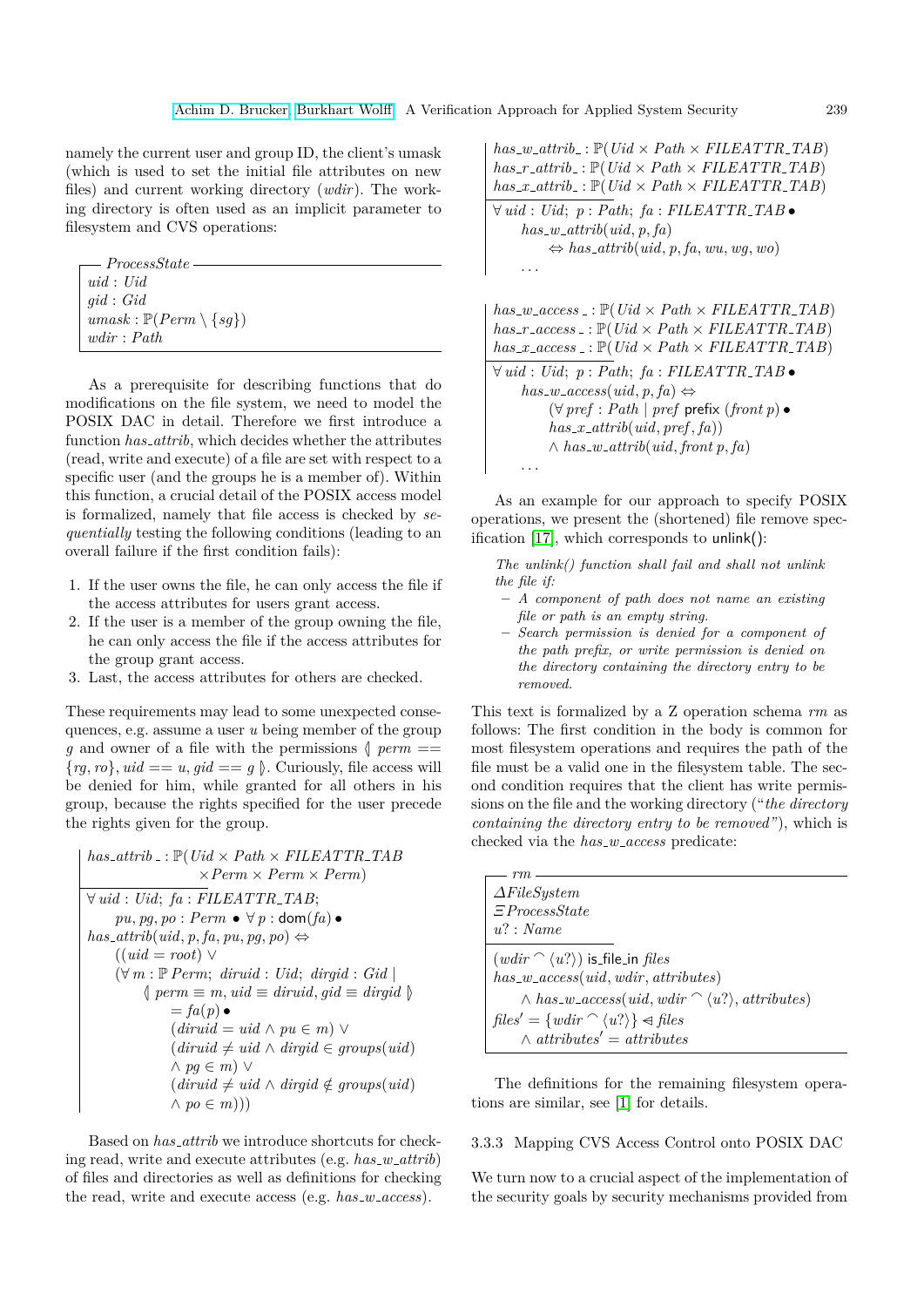namely the current user and group ID, the client's umask (which is used to set the initial file attributes on new files) and current working directory (*wdir*). The working directory is often used as an implicit parameter to filesystem and CVS operations:

$$
\begin{array}{|l}
\textit{ProcessState} \\
\hline
uid : Uid \\
gid : Gid \\
umask : \mathbb{P}(Perm \setminus \{sg\}) \\
wdir : Path \\
\hline
\end{array}
$$

As a prerequisite for describing functions that do modifications on the file system, we need to model the POSIX DAC in detail. Therefore we first introduce a function *has_attrib*, which decides whether the attributes (read, write and execute) of a file are set with respect to a specific user (and the groups he is a member of). Within this function, a crucial detail of the POSIX access model is formalized, namely that file access is checked by *sequentially* testing the following conditions (leading to an overall failure if the first condition fails):

1. If the user owns the file, he can only access the file if the access attributes for users grant access.
2. If the user is a member of the group owning the file, he can only access the file if the access attributes for the group grant access.
3. Last, the access attributes for others are checked.

These requirements may lead to some unexpected consequences, e.g. assume a user $u$ being member of the group $g$ and owner of a file with the permissions $\langle\!|\, perm == \{rg, ro\}, uid == u, gid == g \,|\!\rangle$. Curiously, file access will be denied for him, while granted for all others in his group, because the rights specified for the user precede the rights given for the group.

$$
\begin{array}{|l}
has\_attrib\_ : \mathbb{P}(Uid \times Path \times FILEATTR\_TAB \\
\qquad\qquad\qquad \times Perm \times Perm \times Perm) \\
\hline
\forall\, uid : Uid;\ fa : FILEATTR\_TAB; \\
\quad pu, pg, po : Perm \bullet \forall\, p : \mathsf{dom}(fa) \bullet \\
has\_attrib(uid, p, fa, pu, pg, po) \Leftrightarrow \\
\quad ((uid = root) \lor \\
\quad (\forall\, m : \mathbb{P}\, Perm;\ diruid : Uid;\ dirgid : Gid \mid \\
\qquad \langle\!|\, perm \equiv m, uid \equiv diruid, gid \equiv dirgid \,|\!\rangle \\
\qquad\quad = fa(p) \bullet \\
\qquad\quad (diruid = uid \land pu \in m) \lor \\
\qquad\quad (diruid \neq uid \land dirgid \in groups(uid) \\
\qquad\quad \land pg \in m) \lor \\
\qquad\quad (diruid \neq uid \land dirgid \notin groups(uid) \\
\qquad\quad \land po \in m)))
\end{array}
$$

Based on *has_attrib* we introduce shortcuts for checking read, write and execute attributes (e.g. *has_w_attrib*) of files and directories as well as definitions for checking the read, write and execute access (e.g. *has_w_access*).

$$
\begin{array}{|l}
has\_w\_attrib\_ : \mathbb{P}(Uid \times Path \times FILEATTR\_TAB) \\
has\_r\_attrib\_ : \mathbb{P}(Uid \times Path \times FILEATTR\_TAB) \\
has\_x\_attrib\_ : \mathbb{P}(Uid \times Path \times FILEATTR\_TAB) \\
\hline
\forall\, uid : Uid;\ p : Path;\ fa : FILEATTR\_TAB \bullet \\
\quad has\_w\_attrib(uid, p, fa) \\
\qquad \Leftrightarrow has\_attrib(uid, p, fa, wu, wg, wo) \\
\quad \ldots
\end{array}
$$

$$
\begin{array}{|l}
has\_w\_access\_ : \mathbb{P}(Uid \times Path \times FILEATTR\_TAB) \\
has\_r\_access\_ : \mathbb{P}(Uid \times Path \times FILEATTR\_TAB) \\
has\_x\_access\_ : \mathbb{P}(Uid \times Path \times FILEATTR\_TAB) \\
\hline
\forall\, uid : Uid;\ p : Path;\ fa : FILEATTR\_TAB \bullet \\
\quad has\_w\_access(uid, p, fa) \Leftrightarrow \\
\qquad (\forall\, pref : Path \mid pref\ \mathsf{prefix}\ (front\ p) \bullet \\
\qquad has\_x\_attrib(uid, pref, fa)) \\
\qquad \land\ has\_w\_attrib(uid, front\ p, fa) \\
\quad \ldots
\end{array}
$$

As an example for our approach to specify POSIX operations, we present the (shortened) file remove specification [17], which corresponds to unlink():

> *The unlink() function shall fail and shall not unlink the file if:*
>
> – *A component of path does not name an existing file or path is an empty string.*
>
> – *Search permission is denied for a component of the path prefix, or write permission is denied on the directory containing the directory entry to be removed.*

This text is formalized by a Z operation schema *rm* as follows: The first condition in the body is common for most filesystem operations and requires the path of the file must be a valid one in the filesystem table. The second condition requires that the client has write permissions on the file and the working directory ("*the directory containing the directory entry to be removed*"), which is checked via the *has_w_access* predicate:

$$
\begin{array}{|l}
\textit{rm} \\
\hline
\Delta FileSystem \\
\Xi ProcessState \\
u? : Name \\
\hline
(wdir \frown \langle u? \rangle)\ \mathsf{is\_file\_in}\ files \\
has\_w\_access(uid, wdir, attributes) \\
\quad \land\ has\_w\_access(uid, wdir \frown \langle u? \rangle, attributes) \\
files' = \{wdir \frown \langle u? \rangle\} \lhd files \\
\quad \land\ attributes' = attributes \\
\hline
\end{array}
$$

The definitions for the remaining filesystem operations are similar, see [1] for details.

### 3.3.3 Mapping CVS Access Control onto POSIX DAC

We turn now to a crucial aspect of the implementation of the security goals by security mechanisms provided from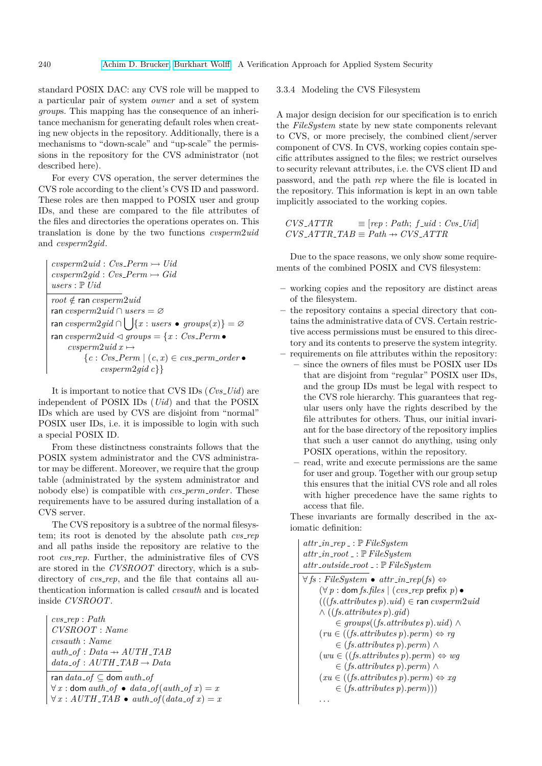standard POSIX DAC: any CVS role will be mapped to a particular pair of system *owner* and a set of system *groups*. This mapping has the consequence of an inheritance mechanism for generating default roles when creating new objects in the repository. Additionally, there is a mechanisms to "down-scale" and "up-scale" the permissions in the repository for the CVS administrator (not described here).

For every CVS operation, the server determines the CVS role according to the client's CVS ID and password. These roles are then mapped to POSIX user and group IDs, and these are compared to the file attributes of the files and directories the operations operates on. This translation is done by the two functions *cvsperm2uid* and *cvsperm2gid*.

$$
\begin{array}{|l}
cvsperm2uid : Cvs\_Perm \rightarrowtail Uid \\
cvsperm2gid : Cvs\_Perm \rightarrowtail Gid \\
users : \mathbb{P}\, Uid \\
\hline
root \notin \mathsf{ran}\ cvsperm2uid \\
\mathsf{ran}\ cvsperm2uid \cap users = \varnothing \\
\mathsf{ran}\ cvsperm2gid \cap \bigcup\{x : users \bullet groups(x)\} = \varnothing \\
\mathsf{ran}\ cvsperm2uid \lhd groups = \{x : Cvs\_Perm \bullet \\
\quad cvsperm2uid\ x \mapsto \\
\qquad \{c : Cvs\_Perm \mid (c, x) \in cvs\_perm\_order \bullet \\
\qquad\quad cvsperm2gid\ c\}\}
\end{array}
$$

It is important to notice that CVS IDs (*Cvs_Uid*) are independent of POSIX IDs (*Uid*) and that the POSIX IDs which are used by CVS are disjoint from "normal" POSIX user IDs, i.e. it is impossible to login with such a special POSIX ID.

From these distinctness constraints follows that the POSIX system administrator and the CVS administrator may be different. Moreover, we require that the group table (administrated by the system administrator and nobody else) is compatible with *cvs_perm_order*. These requirements have to be assured during installation of a CVS server.

The CVS repository is a subtree of the normal filesystem; its root is denoted by the absolute path *cvs_rep* and all paths inside the repository are relative to the root *cvs_rep*. Further, the administrative files of CVS are stored in the *CVSROOT* directory, which is a subdirectory of *cvs_rep*, and the file that contains all authentication information is called *cvsauth* and is located inside *CVSROOT*.

$$
\begin{array}{|l}
cvs\_rep : Path \\
CVSROOT : Name \\
cvsauth : Name \\
auth\_of : Data \nrightarrow AUTH\_TAB \\
data\_of : AUTH\_TAB \rightarrow Data \\
\hline
\mathsf{ran}\ data\_of \subseteq \mathsf{dom}\ auth\_of \\
\forall x : \mathsf{dom}\ auth\_of \bullet data\_of(auth\_of\ x) = x \\
\forall x : AUTH\_TAB \bullet auth\_of(data\_of\ x) = x
\end{array}
$$

### 3.3.4 Modeling the CVS Filesystem

A major design decision for our specification is to enrich the *FileSystem* state by new state components relevant to CVS, or more precisely, the combined client/server component of CVS. In CVS, working copies contain specific attributes assigned to the files; we restrict ourselves to security relevant attributes, i.e. the CVS client ID and password, and the path *rep* where the file is located in the repository. This information is kept in an own table implicitly associated to the working copies.

$$
\begin{array}{ll}
CVS\_ATTR & \equiv [rep : Path;\ f\_uid : Cvs\_Uid] \\
CVS\_ATTR\_TAB & \equiv Path \nrightarrow CVS\_ATTR
\end{array}
$$

Due to the space reasons, we only show some requirements of the combined POSIX and CVS filesystem:

- working copies and the repository are distinct areas of the filesystem.
- the repository contains a special directory that contains the administrative data of CVS. Certain restrictive access permissions must be ensured to this directory and its contents to preserve the system integrity.
- requirements on file attributes within the repository:
  - since the owners of files must be POSIX user IDs that are disjoint from "regular" POSIX user IDs, and the group IDs must be legal with respect to the CVS role hierarchy. This guarantees that regular users only have the rights described by the file attributes for others. Thus, our initial invariant for the base directory of the repository implies that such a user cannot do anything, using only POSIX operations, within the repository.
  - read, write and execute permissions are the same for user and group. Together with our group setup this ensures that the initial CVS role and all roles with higher precedence have the same rights to access that file.

These invariants are formally described in the axiomatic definition:

$$
\begin{array}{|l}
attr\_in\_rep\ \_ : \mathbb{P}\, FileSystem \\
attr\_in\_root\ \_ : \mathbb{P}\, FileSystem \\
attr\_outside\_root\ \_ : \mathbb{P}\, FileSystem \\
\hline
\forall fs : FileSystem \bullet attr\_in\_rep(fs) \Leftrightarrow \\
\quad (\forall p : \mathsf{dom}\ fs.files \mid (cvs\_rep\ \mathsf{prefix}\ p) \bullet \\
\quad (((fs.attributes\ p).uid) \in \mathsf{ran}\ cvsperm2uid \\
\quad \wedge ((fs.attributes\ p).gid) \\
\qquad \in groups((fs.attributes\ p).uid) \wedge \\
\quad (ru \in ((fs.attributes\ p).perm) \Leftrightarrow rg \\
\qquad \in (fs.attributes\ p).perm) \wedge \\
\quad (wu \in ((fs.attributes\ p).perm) \Leftrightarrow wg \\
\qquad \in (fs.attributes\ p).perm) \wedge \\
\quad (xu \in ((fs.attributes\ p).perm) \Leftrightarrow xg \\
\qquad \in (fs.attributes\ p).perm))) \\
\quad \ldots
\end{array}
$$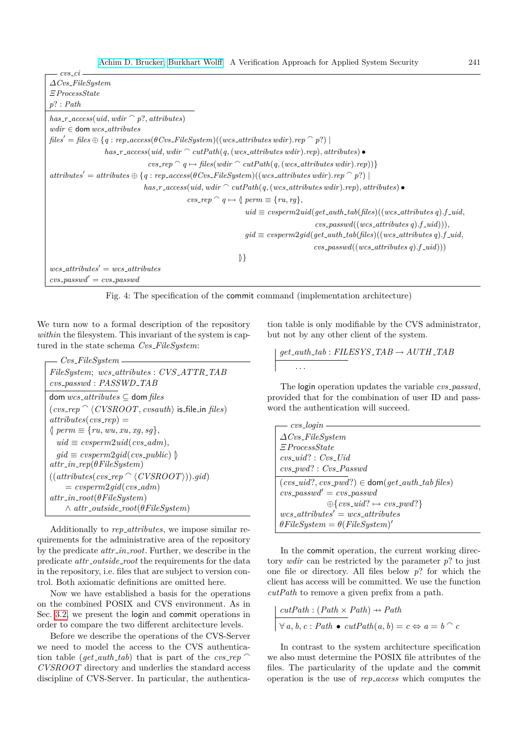**cvs_ci**

$$
\begin{array}{l}
\Delta Cvs\_FileSystem \\
\Xi ProcessState \\
p? : Path \\
\hline
has\_r\_access(uid, wdir \frown p?, attributes) \\
wdir \in \mathsf{dom}\, wcs\_attributes \\
files' = files \oplus \{q : rep\_access(\theta Cvs\_FileSystem)((wcs\_attributes\ wdir).rep \frown p?) \mid \\
\qquad has\_r\_access(uid, wdir \frown cutPath(q, (wcs\_attributes\ wdir).rep), attributes) \bullet \\
\qquad\qquad cvs\_rep \frown q \mapsto files(wdir \frown cutPath(q, (wcs\_attributes\ wdir).rep))\} \\
attributes' = attributes \oplus \{q : rep\_access(\theta Cvs\_FileSystem)((wcs\_attributes\ wdir).rep \frown p?) \mid \\
\qquad has\_r\_access(uid, wdir \frown cutPath(q, (wcs\_attributes\ wdir).rep), attributes) \bullet \\
\qquad\qquad cvs\_rep \frown q \mapsto \langle\!| \; perm \equiv \{ru, rg\}, \\
\qquad\qquad\qquad uid \equiv cvsperm2uid(get\_auth\_tab(files)((wcs\_attributes\ q).f\_uid, \\
\qquad\qquad\qquad\qquad cvs\_passwd((wcs\_attributes\ q).f\_uid))), \\
\qquad\qquad\qquad gid \equiv cvsperm2gid(get\_auth\_tab(files)((wcs\_attributes\ q).f\_uid, \\
\qquad\qquad\qquad\qquad cvs\_passwd((wcs\_attributes\ q).f\_uid))) \\
\qquad\qquad |\!\rangle\} \\
wcs\_attributes' = wcs\_attributes \\
cvs\_passwd' = cvs\_passwd
\end{array}
$$

Fig. 4: The specification of the commit command (implementation architecture)

We turn now to a formal description of the repository *within* the filesystem. This invariant of the system is captured in the state schema $Cvs\_FileSystem$:

**Cvs_FileSystem**

$$
\begin{array}{l}
FileSystem;\ wcs\_attributes : CVS\_ATTR\_TAB \\
cvs\_passwd : PASSWD\_TAB \\
\hline
\mathsf{dom}\, wcs\_attributes \subseteq \mathsf{dom}\, files \\
(cvs\_rep \frown \langle CVSROOT, cvsauth \rangle \ \mathsf{is\_file\_in}\ files) \\
attributes(cvs\_rep) = \\
\langle\!| \; perm \equiv \{ru, wu, xu, xg, sg\}, \\
\quad uid \equiv cvsperm2uid(cvs\_adm), \\
\quad gid \equiv cvsperm2gid(cvs\_public) \; |\!\rangle \\
attr\_in\_rep(\theta FileSystem) \\
((attributes(cvs\_rep \frown \langle CVSROOT \rangle)).gid) \\
\quad = cvsperm2gid(cvs\_adm) \\
attr\_in\_root(\theta FileSystem) \\
\quad \wedge\ attr\_outside\_root(\theta FileSystem)
\end{array}
$$

Additionally to *rep_attributes*, we impose similar requirements for the administrative area of the repository by the predicate *attr_in_root*. Further, we describe in the predicate *attr_outside_root* the requirements for the data in the repository, i.e. files that are subject to version control. Both axiomatic definitions are omitted here.

Now we have established a basis for the operations on the combined POSIX and CVS environment. As in Sec. 3.2, we present the login and commit operations in order to compare the two different architecture levels.

Before we describe the operations of the CVS-Server we need to model the access to the CVS authentication table (*get_auth_tab*) that is part of the $cvs\_rep \frown CVSROOT$ directory and underlies the standard access discipline of CVS-Server. In particular, the authentication table is only modifiable by the CVS administrator, but not by any other client of the system.

$$
\begin{array}{l}
get\_auth\_tab : FILESYS\_TAB \rightarrow AUTH\_TAB \\
\hline
\quad \ldots
\end{array}
$$

The login operation updates the variable *cvs_passwd*, provided that for the combination of user ID and password the authentication will succeed.

**cvs_login**

$$
\begin{array}{l}
\Delta Cvs\_FileSystem \\
\Xi ProcessState \\
cvs\_uid? : Cvs\_Uid \\
cvs\_pwd? : Cvs\_Passwd \\
\hline
(cvs\_uid?, cvs\_pwd?) \in \mathsf{dom}(get\_auth\_tab\ files) \\
cvs\_passwd' = cvs\_passwd \\
\qquad \oplus \{cvs\_uid? \mapsto cvs\_pwd?\} \\
wcs\_attributes' = wcs\_attributes \\
\theta FileSystem = \theta(FileSystem)'
\end{array}
$$

In the commit operation, the current working directory *wdir* can be restricted by the parameter *p?* to just one file or directory. All files below *p?* for which the client has access will be committed. We use the function *cutPath* to remove a given prefix from a path.

$$
\begin{array}{l}
cutPath : (Path \times Path) \rightarrow Path \\
\hline
\forall\, a, b, c : Path \bullet cutPath(a, b) = c \Leftrightarrow a = b \frown c
\end{array}
$$

In contrast to the system architecture specification we also must determine the POSIX file attributes of the files. The particularity of the update and the commit operation is the use of *rep_access* which computes the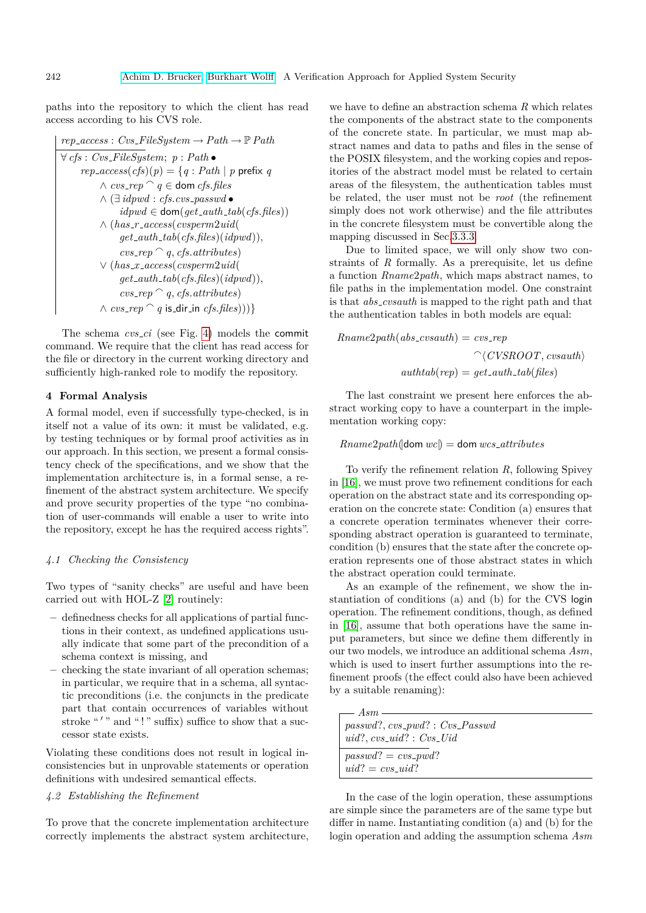paths into the repository to which the client has read access according to his CVS role.

$$
\begin{array}{l}
rep\_access : Cvs\_FileSystem \rightarrow Path \rightarrow \mathbb{P}\, Path \\
\hline
\forall\, cfs : Cvs\_FileSystem;\ p : Path \bullet \\
\quad rep\_access(cfs)(p) = \{q : Path \mid p \text{ prefix } q \\
\qquad \wedge\ cvs\_rep \frown q \in \mathsf{dom}\ cfs.files \\
\qquad \wedge\ (\exists\, idpwd : cfs.cvs\_passwd \bullet \\
\qquad\quad idpwd \in \mathsf{dom}(get\_auth\_tab(cfs.files)) \\
\qquad \wedge\ (has\_r\_access(cvsperm2uid( \\
\qquad\quad get\_auth\_tab(cfs.files)(idpwd)), \\
\qquad\quad cvs\_rep \frown q,\ cfs.attributes) \\
\qquad \vee\ (has\_x\_access(cvsperm2uid( \\
\qquad\quad get\_auth\_tab(cfs.files)(idpwd)), \\
\qquad\quad cvs\_rep \frown q,\ cfs.attributes) \\
\qquad \wedge\ cvs\_rep \frown q \text{ is\_dir\_in } cfs.files)))\}
\end{array}
$$

The schema *cvs_ci* (see Fig. 4) models the commit command. We require that the client has read access for the file or directory in the current working directory and sufficiently high-ranked role to modify the repository.

## 4 Formal Analysis

A formal model, even if successfully type-checked, is in itself not a value of its own: it must be validated, e.g. by testing techniques or by formal proof activities as in our approach. In this section, we present a formal consistency check of the specifications, and we show that the implementation architecture is, in a formal sense, a refinement of the abstract system architecture. We specify and prove security properties of the type "no combination of user-commands will enable a user to write into the repository, except he has the required access rights".

### *4.1 Checking the Consistency*

Two types of "sanity checks" are useful and have been carried out with HOL-Z [2] routinely:

- definedness checks for all applications of partial functions in their context, as undefined applications usually indicate that some part of the precondition of a schema context is missing, and
- checking the state invariant of all operation schemas; in particular, we require that in a schema, all syntactic preconditions (i.e. the conjuncts in the predicate part that contain occurrences of variables without stroke "′" and "!" suffix) suffice to show that a successor state exists.

Violating these conditions does not result in logical inconsistencies but in unprovable statements or operation definitions with undesired semantical effects.

### *4.2 Establishing the Refinement*

To prove that the concrete implementation architecture correctly implements the abstract system architecture, we have to define an abstraction schema $R$ which relates the components of the abstract state to the components of the concrete state. In particular, we must map abstract names and data to paths and files in the sense of the POSIX filesystem, and the working copies and repositories of the abstract model must be related to certain areas of the filesystem, the authentication tables must be related, the user must not be *root* (the refinement simply does not work otherwise) and the file attributes in the concrete filesystem must be convertible along the mapping discussed in Sec. 3.3.3.

Due to limited space, we will only show two constraints of $R$ formally. As a prerequisite, let us define a function *Rname2path*, which maps abstract names, to file paths in the implementation model. One constraint is that *abs_cvsauth* is mapped to the right path and that the authentication tables in both models are equal:

$$
\begin{array}{r}
Rname2path(abs\_cvsauth) = cvs\_rep \\
\frown\langle CVSROOT, cvsauth\rangle \\
authtab(rep) = get\_auth\_tab(files)
\end{array}
$$

The last constraint we present here enforces the abstract working copy to have a counterpart in the implementation working copy:

$$Rname2path(\!|\mathsf{dom}\ wc|\!) = \mathsf{dom}\ wcs\_attributes$$

To verify the refinement relation $R$, following Spivey in [16], we must prove two refinement conditions for each operation on the abstract state and its corresponding operation on the concrete state: Condition (a) ensures that a concrete operation terminates whenever their corresponding abstract operation is guaranteed to terminate, condition (b) ensures that the state after the concrete operation represents one of those abstract states in which the abstract operation could terminate.

As an example of the refinement, we show the instantiation of conditions (a) and (b) for the CVS login operation. The refinement conditions, though, as defined in [16], assume that both operations have the same input parameters, but since we define them differently in our two models, we introduce an additional schema *Asm*, which is used to insert further assumptions into the refinement proofs (the effect could also have been achieved by a suitable renaming):

$$
\begin{array}{l}
\textbf{Asm} \\
passwd?, cvs\_pwd? : Cvs\_Passwd \\
uid?, cvs\_uid? : Cvs\_Uid \\
\hline
passwd? = cvs\_pwd? \\
uid? = cvs\_uid?
\end{array}
$$

In the case of the login operation, these assumptions are simple since the parameters are of the same type but differ in name. Instantiating condition (a) and (b) for the login operation and adding the assumption schema *Asm*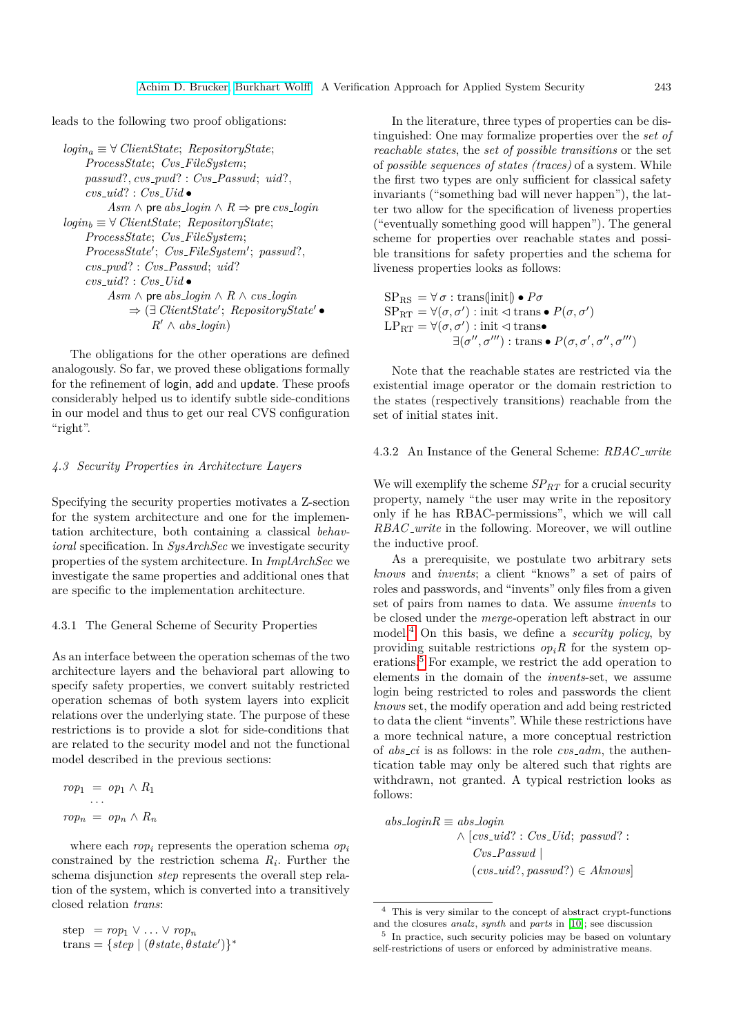leads to the following two proof obligations:

$$
\begin{aligned}
login_a \equiv\ & \forall\ ClientState;\ RepositoryState;\\
& ProcessState;\ Cvs\_FileSystem;\\
& passwd?, cvs\_pwd? : Cvs\_Passwd;\ uid?,\\
& cvs\_uid? : Cvs\_Uid \bullet\\
& \quad Asm \wedge \mathsf{pre}\ abs\_login \wedge R \Rightarrow \mathsf{pre}\ cvs\_login\\
login_b \equiv\ & \forall\ ClientState;\ RepositoryState;\\
& ProcessState;\ Cvs\_FileSystem;\\
& ProcessState';\ Cvs\_FileSystem';\ passwd?,\\
& cvs\_pwd? : Cvs\_Passwd;\ uid?\\
& cvs\_uid? : Cvs\_Uid \bullet\\
& \quad Asm \wedge \mathsf{pre}\ abs\_login \wedge R \wedge cvs\_login\\
& \qquad \Rightarrow (\exists\ ClientState';\ RepositoryState' \bullet\\
& \qquad\quad R' \wedge abs\_login)
\end{aligned}
$$

The obligations for the other operations are defined analogously. So far, we proved these obligations formally for the refinement of login, add and update. These proofs considerably helped us to identify subtle side-conditions in our model and thus to get our real CVS configuration "right".

### *4.3 Security Properties in Architecture Layers*

Specifying the security properties motivates a Z-section for the system architecture and one for the implementation architecture, both containing a classical *behavioral* specification. In *SysArchSec* we investigate security properties of the system architecture. In *ImplArchSec* we investigate the same properties and additional ones that are specific to the implementation architecture.

#### 4.3.1 The General Scheme of Security Properties

As an interface between the operation schemas of the two architecture layers and the behavioral part allowing to specify safety properties, we convert suitably restricted operation schemas of both system layers into explicit relations over the underlying state. The purpose of these restrictions is to provide a slot for side-conditions that are related to the security model and not the functional model described in the previous sections:

$$
\begin{aligned}
rop_1 &= op_1 \wedge R_1\\
&\cdots\\
rop_n &= op_n \wedge R_n
\end{aligned}
$$

where each $rop_i$ represents the operation schema $op_i$ constrained by the restriction schema $R_i$. Further the schema disjunction *step* represents the overall step relation of the system, which is converted into a transitively closed relation *trans*:

$$
\begin{aligned}
\text{step} &= rop_1 \vee \ldots \vee rop_n\\
\text{trans} &= \{step \mid (\theta state, \theta state')\}^*
\end{aligned}
$$

In the literature, three types of properties can be distinguished: One may formalize properties over the *set of reachable states*, the *set of possible transitions* or the set of *possible sequences of states (traces)* of a system. While the first two types are only sufficient for classical safety invariants ("something bad will never happen"), the latter two allow for the specification of liveness properties ("eventually something good will happen"). The general scheme for properties over reachable states and possible transitions for safety properties and the schema for liveness properties looks as follows:

$$
\begin{aligned}
\mathrm{SP_{RS}} &= \forall\, \sigma : \mathrm{trans}(\!|\mathrm{init}|\!) \bullet P\sigma\\
\mathrm{SP_{RT}} &= \forall (\sigma, \sigma') : \mathrm{init} \lhd \mathrm{trans} \bullet P(\sigma, \sigma')\\
\mathrm{LP_{RT}} &= \forall (\sigma, \sigma') : \mathrm{init} \lhd \mathrm{trans} \bullet\\
&\qquad \exists (\sigma'', \sigma''') : \mathrm{trans} \bullet P(\sigma, \sigma', \sigma'', \sigma''')
\end{aligned}
$$

Note that the reachable states are restricted via the existential image operator or the domain restriction to the states (respectively transitions) reachable from the set of initial states init.

#### 4.3.2 An Instance of the General Scheme: *RBAC_write*

We will exemplify the scheme $SP_{RT}$ for a crucial security property, namely "the user may write in the repository only if he has RBAC-permissions", which we will call *RBAC_write* in the following. Moreover, we will outline the inductive proof.

As a prerequisite, we postulate two arbitrary sets *knows* and *invents*; a client "knows" a set of pairs of roles and passwords, and "invents" only files from a given set of pairs from names to data. We assume *invents* to be closed under the *merge*-operation left abstract in our model.[4] On this basis, we define a *security policy*, by providing suitable restrictions $op_iR$ for the system operations.[5] For example, we restrict the add operation to elements in the domain of the *invents*-set, we assume login being restricted to roles and passwords the client *knows* set, the modify operation and add being restricted to data the client "invents". While these restrictions have a more technical nature, a more conceptual restriction of *abs_ci* is as follows: in the role *cvs_adm*, the authentication table may only be altered such that rights are withdrawn, not granted. A typical restriction looks as follows:

$$
\begin{aligned}
abs\_loginR \equiv\ & abs\_login\\
& \wedge [cvs\_uid? : Cvs\_Uid;\ passwd? :\\
& \quad Cvs\_Passwd \mid\\
& \quad (cvs\_uid?, passwd?) \in Aknows]
\end{aligned}
$$

[4] This is very similar to the concept of abstract crypt-functions and the closures *analz*, *synth* and *parts* in [10]; see discussion

[5] In practice, such security policies may be based on voluntary self-restrictions of users or enforced by administrative means.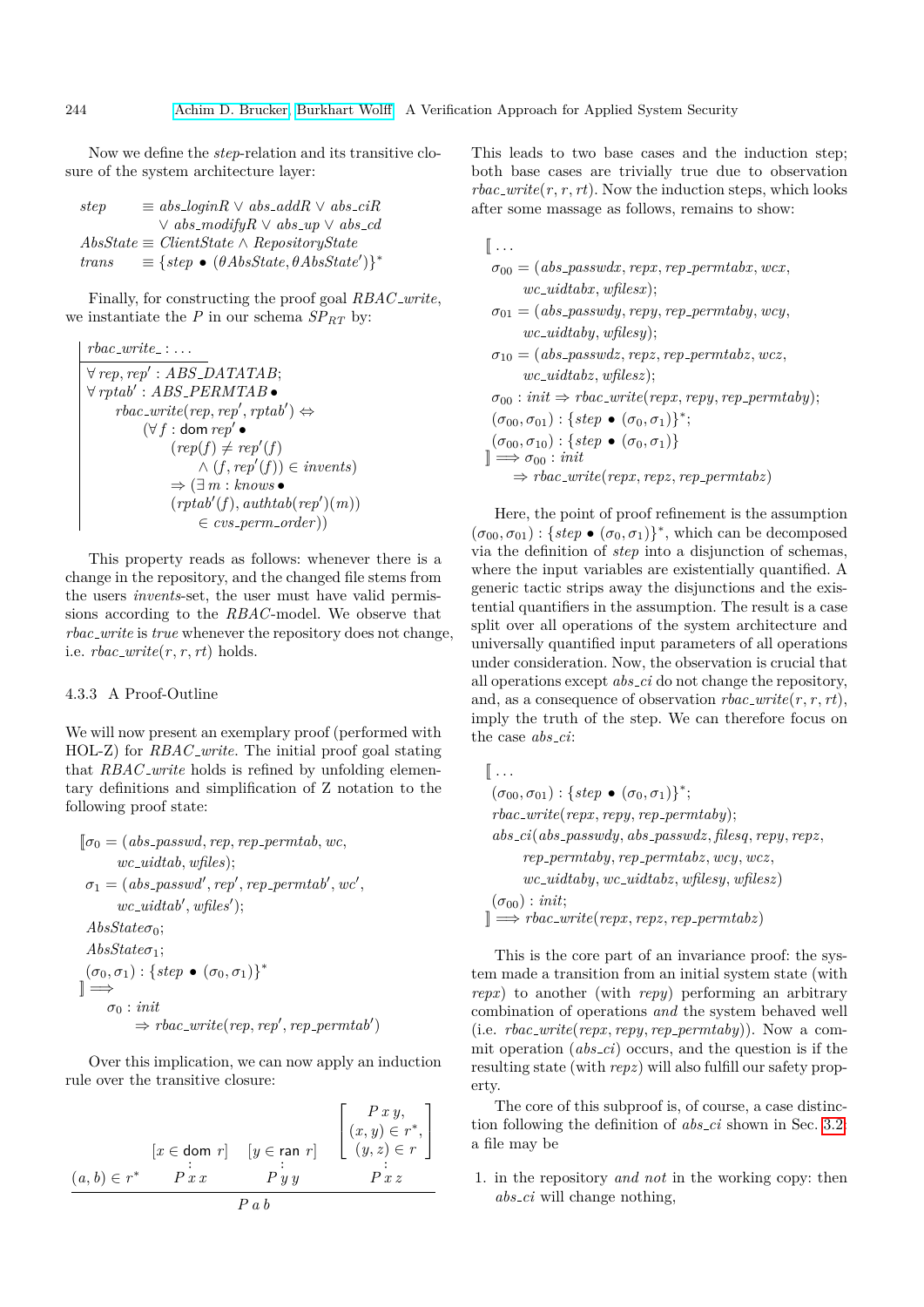Now we define the *step*-relation and its transitive closure of the system architecture layer:

$$
\begin{aligned}
\mathit{step} &\equiv \mathit{abs\_loginR} \vee \mathit{abs\_addR} \vee \mathit{abs\_ciR} \\
&\quad \vee \mathit{abs\_modifyR} \vee \mathit{abs\_up} \vee \mathit{abs\_cd} \\
\mathit{AbsState} &\equiv \mathit{ClientState} \wedge \mathit{RepositoryState} \\
\mathit{trans} &\equiv \{\mathit{step} \bullet (\theta \mathit{AbsState}, \theta \mathit{AbsState}')\}^*
\end{aligned}
$$

Finally, for constructing the proof goal *RBAC_write*, we instantiate the $P$ in our schema $SP_{RT}$ by:

$$
\begin{array}{l}
\mathit{rbac\_write\_} : \ldots \\
\hline
\forall\, rep, rep' : \mathit{ABS\_DATATAB}; \\
\forall\, rptab' : \mathit{ABS\_PERMTAB} \bullet \\
\quad \mathit{rbac\_write}(rep, rep', rptab') \Leftrightarrow \\
\quad\quad (\forall f : \mathsf{dom}\, rep' \bullet \\
\quad\quad\quad (rep(f) \neq rep'(f) \\
\quad\quad\quad\quad \wedge (f, rep'(f)) \in \mathit{invents}) \\
\quad\quad\quad \Rightarrow (\exists\, m : \mathit{knows} \bullet \\
\quad\quad\quad (rptab'(f), \mathit{authtab}(rep')(m)) \\
\quad\quad\quad\quad \in \mathit{cvs\_perm\_order}))
\end{array}
$$

This property reads as follows: whenever there is a change in the repository, and the changed file stems from the users *invents*-set, the user must have valid permissions according to the *RBAC*-model. We observe that *rbac_write* is *true* whenever the repository does not change, i.e. $\mathit{rbac\_write}(r, r, rt)$ holds.

### 4.3.3 A Proof-Outline

We will now present an exemplary proof (performed with HOL-Z) for *RBAC_write*. The initial proof goal stating that *RBAC_write* holds is refined by unfolding elementary definitions and simplification of Z notation to the following proof state:

$$
\begin{array}{l}
[\![ \sigma_0 = (\mathit{abs\_passwd}, rep, \mathit{rep\_permtab}, wc, \\
\quad\quad \mathit{wc\_uidtab}, \mathit{wfiles}); \\
\quad \sigma_1 = (\mathit{abs\_passwd}', rep', \mathit{rep\_permtab}', wc', \\
\quad\quad \mathit{wc\_uidtab}', \mathit{wfiles}'); \\
\quad \mathit{AbsState}\sigma_0; \\
\quad \mathit{AbsState}\sigma_1; \\
\quad (\sigma_0, \sigma_1) : \{\mathit{step} \bullet (\sigma_0, \sigma_1)\}^* \\
]\!] \Longrightarrow \\
\quad\quad \sigma_0 : \mathit{init} \\
\quad\quad\quad \Rightarrow \mathit{rbac\_write}(rep, rep', \mathit{rep\_permtab}')
\end{array}
$$

Over this implication, we can now apply an induction rule over the transitive closure:

$$
\frac{(a,b) \in r^* \qquad \begin{array}{c}[x \in \mathsf{dom}\ r] \\ \vdots \\ P\,x\,x\end{array} \qquad \begin{array}{c}[y \in \mathsf{ran}\ r] \\ \vdots \\ P\,y\,y\end{array} \qquad \begin{array}{c}\left[\begin{array}{c}P\,x\,y, \\ (x,y) \in r^*, \\ (y,z) \in r\end{array}\right] \\ \vdots \\ P\,x\,z\end{array}}{P\,a\,b}
$$

This leads to two base cases and the induction step; both base cases are trivially true due to observation $\mathit{rbac\_write}(r, r, rt)$. Now the induction steps, which looks after some massage as follows, remains to show:

$$
\begin{array}{l}
[\![ \ldots \\
\quad \sigma_{00} = (\mathit{abs\_passwdx}, \mathit{repx}, \mathit{rep\_permtabx}, \mathit{wcx}, \\
\quad\quad \mathit{wc\_uidtabx}, \mathit{wfilesx}); \\
\quad \sigma_{01} = (\mathit{abs\_passwdy}, \mathit{repy}, \mathit{rep\_permtaby}, \mathit{wcy}, \\
\quad\quad \mathit{wc\_uidtaby}, \mathit{wfilesy}); \\
\quad \sigma_{10} = (\mathit{abs\_passwdz}, \mathit{repz}, \mathit{rep\_permtabz}, \mathit{wcz}, \\
\quad\quad \mathit{wc\_uidtabz}, \mathit{wfilesz}); \\
\quad \sigma_{00} : \mathit{init} \Rightarrow \mathit{rbac\_write}(\mathit{repx}, \mathit{repy}, \mathit{rep\_permtaby}); \\
\quad (\sigma_{00}, \sigma_{01}) : \{\mathit{step} \bullet (\sigma_0, \sigma_1)\}^*; \\
\quad (\sigma_{00}, \sigma_{10}) : \{\mathit{step} \bullet (\sigma_0, \sigma_1)\} \\
]\!] \Longrightarrow \sigma_{00} : \mathit{init} \\
\quad\quad \Rightarrow \mathit{rbac\_write}(\mathit{repx}, \mathit{repz}, \mathit{rep\_permtabz})
\end{array}
$$

Here, the point of proof refinement is the assumption $(\sigma_{00}, \sigma_{01}) : \{\mathit{step} \bullet (\sigma_0, \sigma_1)\}^*$, which can be decomposed via the definition of *step* into a disjunction of schemas, where the input variables are existentially quantified. A generic tactic strips away the disjunctions and the existential quantifiers in the assumption. The result is a case split over all operations of the system architecture and universally quantified input parameters of all operations under consideration. Now, the observation is crucial that all operations except *abs_ci* do not change the repository, and, as a consequence of observation $\mathit{rbac\_write}(r, r, rt)$, imply the truth of the step. We can therefore focus on the case *abs_ci*:

$$
\begin{array}{l}
[\![ \ldots \\
\quad (\sigma_{00}, \sigma_{01}) : \{\mathit{step} \bullet (\sigma_0, \sigma_1)\}^*; \\
\quad \mathit{rbac\_write}(\mathit{repx}, \mathit{repy}, \mathit{rep\_permtaby}); \\
\quad \mathit{abs\_ci}(\mathit{abs\_passwdy}, \mathit{abs\_passwdz}, \mathit{filesq}, \mathit{repy}, \mathit{repz}, \\
\quad\quad \mathit{rep\_permtaby}, \mathit{rep\_permtabz}, \mathit{wcy}, \mathit{wcz}, \\
\quad\quad \mathit{wc\_uidtaby}, \mathit{wc\_uidtabz}, \mathit{wfilesy}, \mathit{wfilesz}) \\
\quad (\sigma_{00}) : \mathit{init}; \\
]\!] \Longrightarrow \mathit{rbac\_write}(\mathit{repx}, \mathit{repz}, \mathit{rep\_permtabz})
\end{array}
$$

This is the core part of an invariance proof: the system made a transition from an initial system state (with *repx*) to another (with *repy*) performing an arbitrary combination of operations *and* the system behaved well (i.e. $\mathit{rbac\_write}(\mathit{repx}, \mathit{repy}, \mathit{rep\_permtaby})$). Now a commit operation (*abs_ci*) occurs, and the question is if the resulting state (with *repz*) will also fulfill our safety property.

The core of this subproof is, of course, a case distinction following the definition of *abs_ci* shown in Sec. 3.2: a file may be

1. in the repository *and not* in the working copy: then *abs_ci* will change nothing,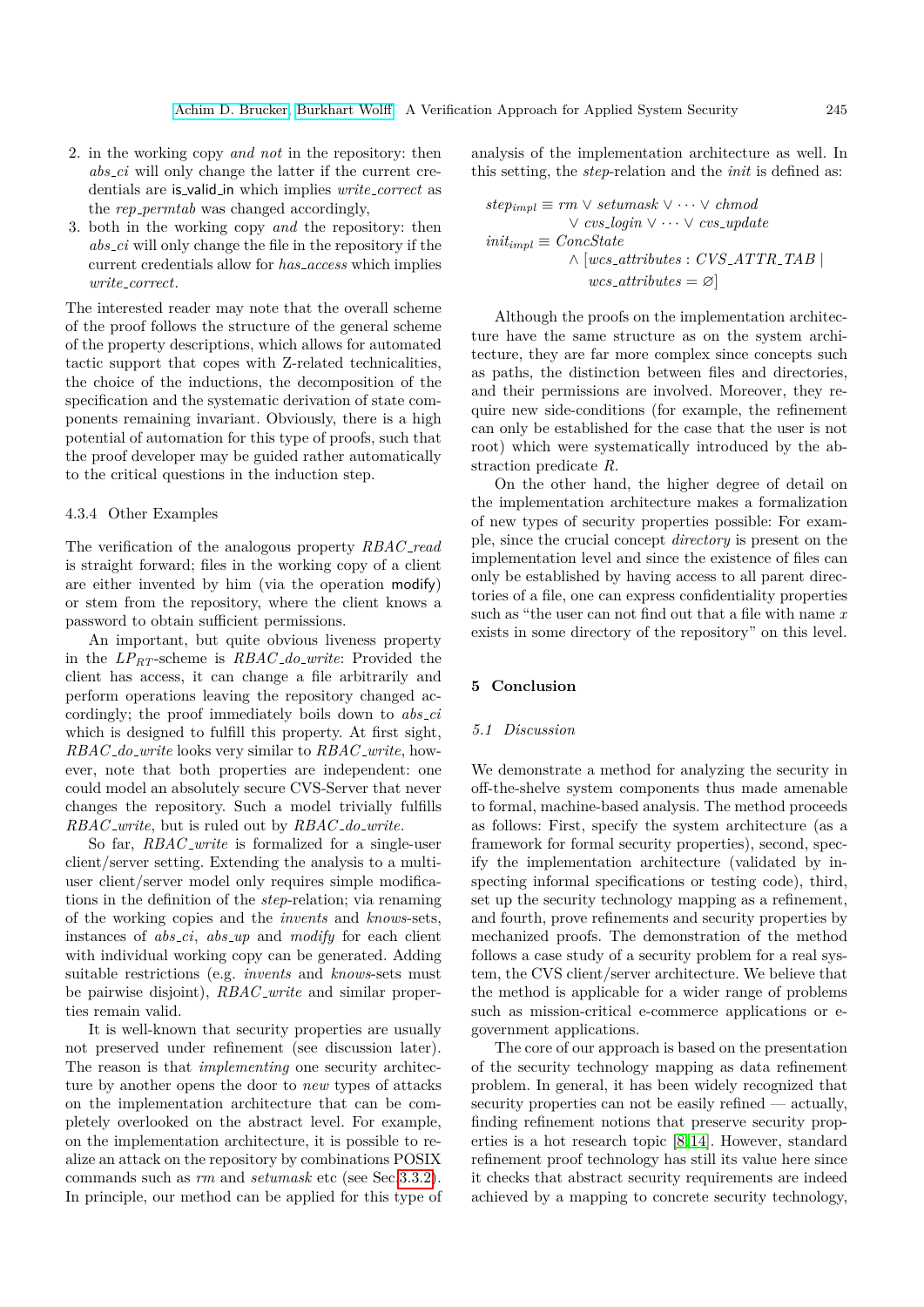2. in the working copy *and not* in the repository: then *abs_ci* will only change the latter if the current credentials are is_valid_in which implies *write_correct* as the *rep_permtab* was changed accordingly,
3. both in the working copy *and* the repository: then *abs_ci* will only change the file in the repository if the current credentials allow for *has_access* which implies *write_correct*.

The interested reader may note that the overall scheme of the proof follows the structure of the general scheme of the property descriptions, which allows for automated tactic support that copes with Z-related technicalities, the choice of the inductions, the decomposition of the specification and the systematic derivation of state components remaining invariant. Obviously, there is a high potential of automation for this type of proofs, such that the proof developer may be guided rather automatically to the critical questions in the induction step.

#### 4.3.4 Other Examples

The verification of the analogous property *RBAC_read* is straight forward; files in the working copy of a client are either invented by him (via the operation modify) or stem from the repository, where the client knows a password to obtain sufficient permissions.

An important, but quite obvious liveness property in the $LP_{RT}$-scheme is *RBAC_do_write*: Provided the client has access, it can change a file arbitrarily and perform operations leaving the repository changed accordingly; the proof immediately boils down to *abs_ci* which is designed to fulfill this property. At first sight, *RBAC_do_write* looks very similar to *RBAC_write*, however, note that both properties are independent: one could model an absolutely secure CVS-Server that never changes the repository. Such a model trivially fulfills *RBAC_write*, but is ruled out by *RBAC_do_write*.

So far, *RBAC_write* is formalized for a single-user client/server setting. Extending the analysis to a multi-user client/server model only requires simple modifications in the definition of the *step*-relation; via renaming of the working copies and the *invents* and *knows*-sets, instances of *abs_ci*, *abs_up* and *modify* for each client with individual working copy can be generated. Adding suitable restrictions (e.g. *invents* and *knows*-sets must be pairwise disjoint), *RBAC_write* and similar properties remain valid.

It is well-known that security properties are usually not preserved under refinement (see discussion later). The reason is that *implementing* one security architecture by another opens the door to *new* types of attacks on the implementation architecture that can be completely overlooked on the abstract level. For example, on the implementation architecture, it is possible to realize an attack on the repository by combinations POSIX commands such as *rm* and *setumask* etc (see Sec. 3.3.2). In principle, our method can be applied for this type of analysis of the implementation architecture as well. In this setting, the *step*-relation and the *init* is defined as:

$$
\begin{aligned}
step_{impl} \equiv\ & rm \lor setumask \lor \dots \lor chmod \\
& \lor cvs\_login \lor \dots \lor cvs\_update \\
init_{impl} \equiv\ & ConcState \\
& \land [wcs\_attributes : CVS\_ATTR\_TAB \mid \\
& \quad wcs\_attributes = \varnothing]
\end{aligned}
$$

Although the proofs on the implementation architecture have the same structure as on the system architecture, they are far more complex since concepts such as paths, the distinction between files and directories, and their permissions are involved. Moreover, they require new side-conditions (for example, the refinement can only be established for the case that the user is not root) which were systematically introduced by the abstraction predicate $R$.

On the other hand, the higher degree of detail on the implementation architecture makes a formalization of new types of security properties possible: For example, since the crucial concept *directory* is present on the implementation level and since the existence of files can only be established by having access to all parent directories of a file, one can express confidentiality properties such as "the user can not find out that a file with name $x$ exists in some directory of the repository" on this level.

## 5 Conclusion

### 5.1 Discussion

We demonstrate a method for analyzing the security in off-the-shelve system components thus made amenable to formal, machine-based analysis. The method proceeds as follows: First, specify the system architecture (as a framework for formal security properties), second, specify the implementation architecture (validated by inspecting informal specifications or testing code), third, set up the security technology mapping as a refinement, and fourth, prove refinements and security properties by mechanized proofs. The demonstration of the method follows a case study of a security problem for a real system, the CVS client/server architecture. We believe that the method is applicable for a wider range of problems such as mission-critical e-commerce applications or e-government applications.

The core of our approach is based on the presentation of the security technology mapping as data refinement problem. In general, it has been widely recognized that security properties can not be easily refined — actually, finding refinement notions that preserve security properties is a hot research topic [8,14]. However, standard refinement proof technology has still its value here since it checks that abstract security requirements are indeed achieved by a mapping to concrete security technology,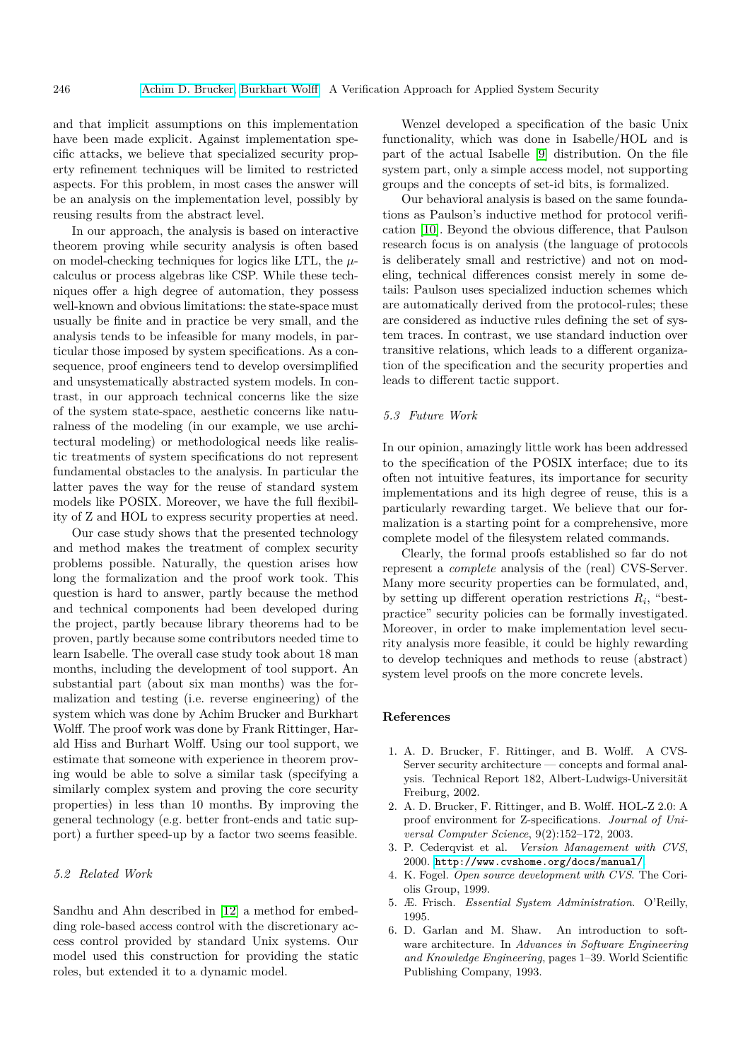and that implicit assumptions on this implementation have been made explicit. Against implementation specific attacks, we believe that specialized security property refinement techniques will be limited to restricted aspects. For this problem, in most cases the answer will be an analysis on the implementation level, possibly by reusing results from the abstract level.

In our approach, the analysis is based on interactive theorem proving while security analysis is often based on model-checking techniques for logics like LTL, the $\mu$-calculus or process algebras like CSP. While these techniques offer a high degree of automation, they possess well-known and obvious limitations: the state-space must usually be finite and in practice be very small, and the analysis tends to be infeasible for many models, in particular those imposed by system specifications. As a consequence, proof engineers tend to develop oversimplified and unsystematically abstracted system models. In contrast, in our approach technical concerns like the size of the system state-space, aesthetic concerns like naturalness of the modeling (in our example, we use architectural modeling) or methodological needs like realistic treatments of system specifications do not represent fundamental obstacles to the analysis. In particular the latter paves the way for the reuse of standard system models like POSIX. Moreover, we have the full flexibility of Z and HOL to express security properties at need.

Our case study shows that the presented technology and method makes the treatment of complex security problems possible. Naturally, the question arises how long the formalization and the proof work took. This question is hard to answer, partly because the method and technical components had been developed during the project, partly because library theorems had to be proven, partly because some contributors needed time to learn Isabelle. The overall case study took about 18 man months, including the development of tool support. An substantial part (about six man months) was the formalization and testing (i.e. reverse engineering) of the system which was done by Achim Brucker and Burkhart Wolff. The proof work was done by Frank Rittinger, Harald Hiss and Burhart Wolff. Using our tool support, we estimate that someone with experience in theorem proving would be able to solve a similar task (specifying a similarly complex system and proving the core security properties) in less than 10 months. By improving the general technology (e.g. better front-ends and tatic support) a further speed-up by a factor two seems feasible.

### 5.2 Related Work

Sandhu and Ahn described in [12] a method for embedding role-based access control with the discretionary access control provided by standard Unix systems. Our model used this construction for providing the static roles, but extended it to a dynamic model.

Wenzel developed a specification of the basic Unix functionality, which was done in Isabelle/HOL and is part of the actual Isabelle [9] distribution. On the file system part, only a simple access model, not supporting groups and the concepts of set-id bits, is formalized.

Our behavioral analysis is based on the same foundations as Paulson's inductive method for protocol verification [10]. Beyond the obvious difference, that Paulson research focus is on analysis (the language of protocols is deliberately small and restrictive) and not on modeling, technical differences consist merely in some details: Paulson uses specialized induction schemes which are automatically derived from the protocol-rules; these are considered as inductive rules defining the set of system traces. In contrast, we use standard induction over transitive relations, which leads to a different organization of the specification and the security properties and leads to different tactic support.

### 5.3 Future Work

In our opinion, amazingly little work has been addressed to the specification of the POSIX interface; due to its often not intuitive features, its importance for security implementations and its high degree of reuse, this is a particularly rewarding target. We believe that our formalization is a starting point for a comprehensive, more complete model of the filesystem related commands.

Clearly, the formal proofs established so far do not represent a *complete* analysis of the (real) CVS-Server. Many more security properties can be formulated, and, by setting up different operation restrictions $R_i$, "best-practice" security policies can be formally investigated. Moreover, in order to make implementation level security analysis more feasible, it could be highly rewarding to develop techniques and methods to reuse (abstract) system level proofs on the more concrete levels.

## References

1. A. D. Brucker, F. Rittinger, and B. Wolff. A CVS-Server security architecture — concepts and formal analysis. Technical Report 182, Albert-Ludwigs-Universität Freiburg, 2002.
2. A. D. Brucker, F. Rittinger, and B. Wolff. HOL-Z 2.0: A proof environment for Z-specifications. *Journal of Universal Computer Science*, 9(2):152–172, 2003.
3. P. Cederqvist et al. *Version Management with CVS*, 2000. `http://www.cvshome.org/docs/manual/`.
4. K. Fogel. *Open source development with CVS*. The Coriolis Group, 1999.
5. Æ. Frisch. *Essential System Administration*. O'Reilly, 1995.
6. D. Garlan and M. Shaw. An introduction to software architecture. In *Advances in Software Engineering and Knowledge Engineering*, pages 1–39. World Scientific Publishing Company, 1993.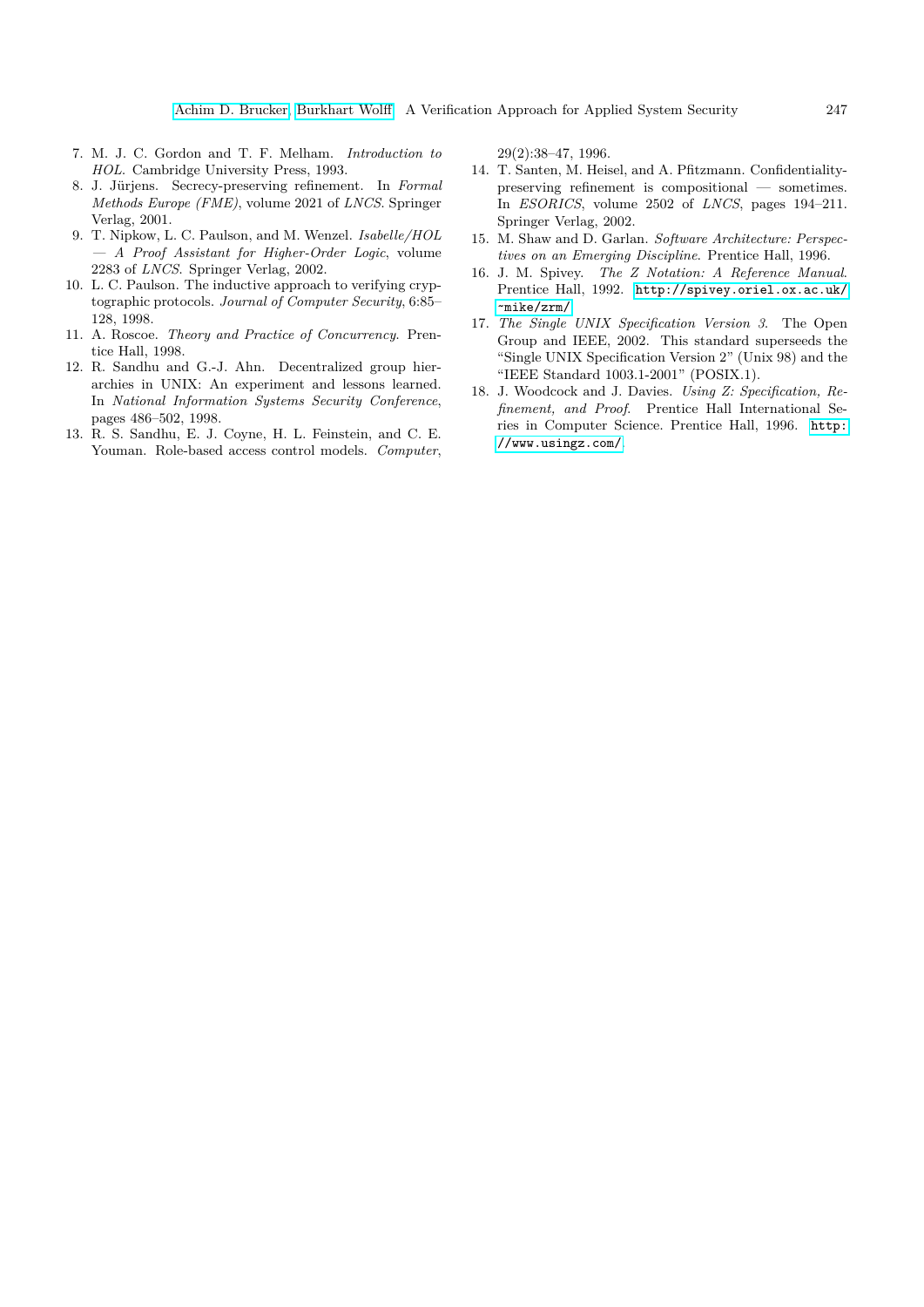7. M. J. C. Gordon and T. F. Melham. *Introduction to HOL*. Cambridge University Press, 1993.
8. J. Jürjens. Secrecy-preserving refinement. In *Formal Methods Europe (FME)*, volume 2021 of *LNCS*. Springer Verlag, 2001.
9. T. Nipkow, L. C. Paulson, and M. Wenzel. *Isabelle/HOL — A Proof Assistant for Higher-Order Logic*, volume 2283 of *LNCS*. Springer Verlag, 2002.
10. L. C. Paulson. The inductive approach to verifying cryptographic protocols. *Journal of Computer Security*, 6:85–128, 1998.
11. A. Roscoe. *Theory and Practice of Concurrency*. Prentice Hall, 1998.
12. R. Sandhu and G.-J. Ahn. Decentralized group hierarchies in UNIX: An experiment and lessons learned. In *National Information Systems Security Conference*, pages 486–502, 1998.
13. R. S. Sandhu, E. J. Coyne, H. L. Feinstein, and C. E. Youman. Role-based access control models. *Computer*, 29(2):38–47, 1996.
14. T. Santen, M. Heisel, and A. Pfitzmann. Confidentiality-preserving refinement is compositional — sometimes. In *ESORICS*, volume 2502 of *LNCS*, pages 194–211. Springer Verlag, 2002.
15. M. Shaw and D. Garlan. *Software Architecture: Perspectives on an Emerging Discipline*. Prentice Hall, 1996.
16. J. M. Spivey. *The Z Notation: A Reference Manual*. Prentice Hall, 1992. `http://spivey.oriel.ox.ac.uk/~mike/zrm/`
17. *The Single UNIX Specification Version 3*. The Open Group and IEEE, 2002. This standard superseeds the "Single UNIX Specification Version 2" (Unix 98) and the "IEEE Standard 1003.1-2001" (POSIX.1).
18. J. Woodcock and J. Davies. *Using Z: Specification, Refinement, and Proof*. Prentice Hall International Series in Computer Science. Prentice Hall, 1996. `http://www.usingz.com/`.